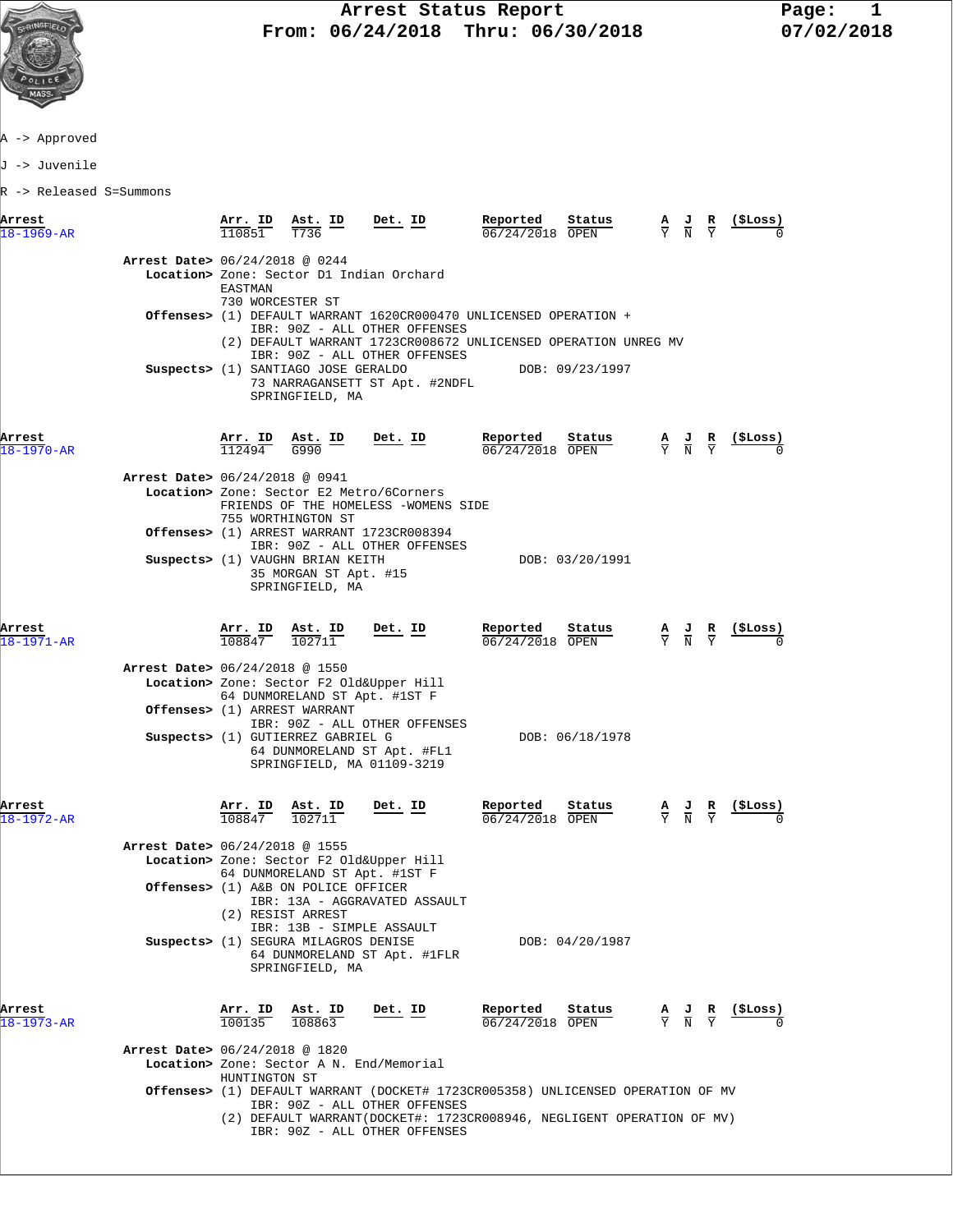# Arrest Status Report

**From: 06/24/2018 Thru: 06/30/2018**

07/02/2018

A -> Approved

J -> Juvenile

R -> Released S=Summons

| Arrest | Arr. ID | Ast. ID | Det. ID | Reported | Status | A | J | R | ($Loss) |
|---|---|---|---|---|---|---|---|---|---|
| 18-1969-AR | 110851 | T736 | | 06/24/2018 | OPEN | Y | N | Y | 0 |

**Arrest Date>** 06/24/2018 @ 0244
**Location>** Zone: Sector D1 Indian Orchard
EASTMAN
730 WORCESTER ST
**Offenses>** (1) DEFAULT WARRANT 1620CR000470 UNLICENSED OPERATION +
IBR: 90Z - ALL OTHER OFFENSES
(2) DEFAULT WARRANT 1723CR008672 UNLICENSED OPERATION UNREG MV
IBR: 90Z - ALL OTHER OFFENSES
**Suspects>** (1) SANTIAGO JOSE GERALDO DOB: 09/23/1997
73 NARRAGANSETT ST Apt. #2NDFL
SPRINGFIELD, MA

| Arrest | Arr. ID | Ast. ID | Det. ID | Reported | Status | A | J | R | ($Loss) |
|---|---|---|---|---|---|---|---|---|---|
| 18-1970-AR | 112494 | G990 | | 06/24/2018 | OPEN | Y | N | Y | 0 |

**Arrest Date>** 06/24/2018 @ 0941
**Location>** Zone: Sector E2 Metro/6Corners
FRIENDS OF THE HOMELESS -WOMENS SIDE
755 WORTHINGTON ST
**Offenses>** (1) ARREST WARRANT 1723CR008394
IBR: 90Z - ALL OTHER OFFENSES
**Suspects>** (1) VAUGHN BRIAN KEITH DOB: 03/20/1991
35 MORGAN ST Apt. #15
SPRINGFIELD, MA

| Arrest | Arr. ID | Ast. ID | Det. ID | Reported | Status | A | J | R | ($Loss) |
|---|---|---|---|---|---|---|---|---|---|
| 18-1971-AR | 108847 | 102711 | | 06/24/2018 | OPEN | Y | N | Y | 0 |

**Arrest Date>** 06/24/2018 @ 1550
**Location>** Zone: Sector F2 Old&Upper Hill
64 DUNMORELAND ST Apt. #1ST F
**Offenses>** (1) ARREST WARRANT
IBR: 90Z - ALL OTHER OFFENSES
**Suspects>** (1) GUTIERREZ GABRIEL G DOB: 06/18/1978
64 DUNMORELAND ST Apt. #FL1
SPRINGFIELD, MA 01109-3219

| Arrest | Arr. ID | Ast. ID | Det. ID | Reported | Status | A | J | R | ($Loss) |
|---|---|---|---|---|---|---|---|---|---|
| 18-1972-AR | 108847 | 102711 | | 06/24/2018 | OPEN | Y | N | Y | 0 |

**Arrest Date>** 06/24/2018 @ 1555
**Location>** Zone: Sector F2 Old&Upper Hill
64 DUNMORELAND ST Apt. #1ST F
**Offenses>** (1) A&B ON POLICE OFFICER
IBR: 13A - AGGRAVATED ASSAULT
(2) RESIST ARREST
IBR: 13B - SIMPLE ASSAULT
**Suspects>** (1) SEGURA MILAGROS DENISE DOB: 04/20/1987
64 DUNMORELAND ST Apt. #1FLR
SPRINGFIELD, MA

| Arrest | Arr. ID | Ast. ID | Det. ID | Reported | Status | A | J | R | ($Loss) |
|---|---|---|---|---|---|---|---|---|---|
| 18-1973-AR | 100135 | 108863 | | 06/24/2018 | OPEN | Y | N | Y | 0 |

**Arrest Date>** 06/24/2018 @ 1820
**Location>** Zone: Sector A N. End/Memorial
HUNTINGTON ST
**Offenses>** (1) DEFAULT WARRANT (DOCKET# 1723CR005358) UNLICENSED OPERATION OF MV
IBR: 90Z - ALL OTHER OFFENSES
(2) DEFAULT WARRANT(DOCKET#: 1723CR008946, NEGLIGENT OPERATION OF MV)
IBR: 90Z - ALL OTHER OFFENSES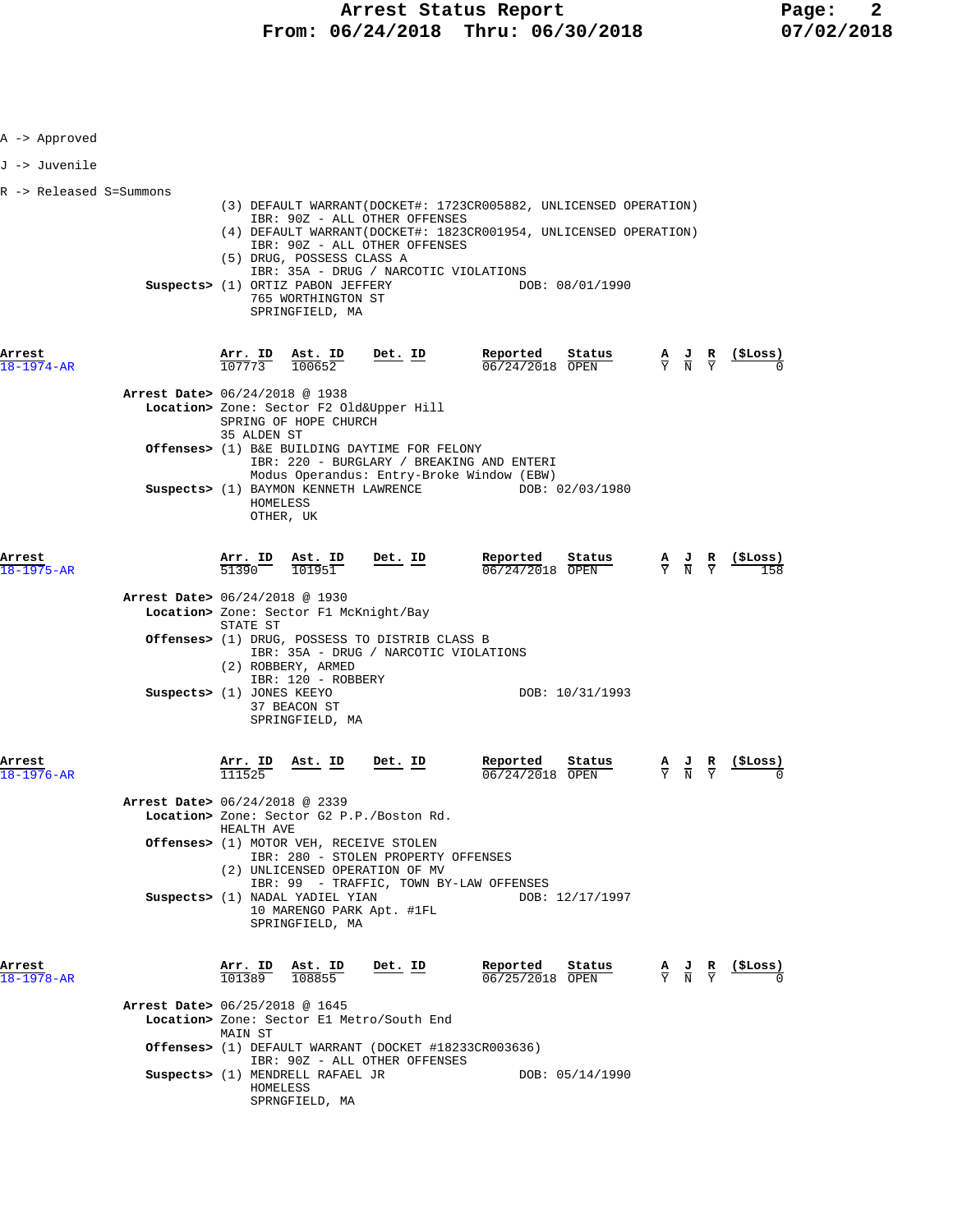A -> Approved

J -> Juvenile

R -> Released S=Summons

(3) DEFAULT WARRANT(DOCKET#: 1723CR005882, UNLICENSED OPERATION)
IBR: 90Z - ALL OTHER OFFENSES
(4) DEFAULT WARRANT(DOCKET#: 1823CR001954, UNLICENSED OPERATION)
IBR: 90Z - ALL OTHER OFFENSES
(5) DRUG, POSSESS CLASS A
IBR: 35A - DRUG / NARCOTIC VIOLATIONS

**Suspects>** (1) ORTIZ PABON JEFFERY DOB: 08/01/1990
765 WORTHINGTON ST
SPRINGFIELD, MA

| Arrest | Arr. ID | Ast. ID | Det. ID | Reported | Status | A | J | R | ($Loss) |
|---|---|---|---|---|---|---|---|---|---|
| 18-1974-AR | 107773 | 100652 | | 06/24/2018 | OPEN | Y | N | Y | 0 |

**Arrest Date>** 06/24/2018 @ 1938
**Location>** Zone: Sector F2 Old&Upper Hill
SPRING OF HOPE CHURCH
35 ALDEN ST
**Offenses>** (1) B&E BUILDING DAYTIME FOR FELONY
IBR: 220 - BURGLARY / BREAKING AND ENTERI
Modus Operandus: Entry-Broke Window (EBW)
**Suspects>** (1) BAYMON KENNETH LAWRENCE DOB: 02/03/1980
HOMELESS
OTHER, UK

| Arrest | Arr. ID | Ast. ID | Det. ID | Reported | Status | A | J | R | ($Loss) |
|---|---|---|---|---|---|---|---|---|---|
| 18-1975-AR | 51390 | 101951 | | 06/24/2018 | OPEN | Y | N | Y | 158 |

**Arrest Date>** 06/24/2018 @ 1930
**Location>** Zone: Sector F1 McKnight/Bay
STATE ST
**Offenses>** (1) DRUG, POSSESS TO DISTRIB CLASS B
IBR: 35A - DRUG / NARCOTIC VIOLATIONS
(2) ROBBERY, ARMED
IBR: 120 - ROBBERY
**Suspects>** (1) JONES KEEYO DOB: 10/31/1993
37 BEACON ST
SPRINGFIELD, MA

| Arrest | Arr. ID | Ast. ID | Det. ID | Reported | Status | A | J | R | ($Loss) |
|---|---|---|---|---|---|---|---|---|---|
| 18-1976-AR | 111525 | | | 06/24/2018 | OPEN | Y | N | Y | 0 |

**Arrest Date>** 06/24/2018 @ 2339
**Location>** Zone: Sector G2 P.P./Boston Rd.
HEALTH AVE
**Offenses>** (1) MOTOR VEH, RECEIVE STOLEN
IBR: 280 - STOLEN PROPERTY OFFENSES
(2) UNLICENSED OPERATION OF MV
IBR: 99 - TRAFFIC, TOWN BY-LAW OFFENSES
**Suspects>** (1) NADAL YADIEL YIAN DOB: 12/17/1997
10 MARENGO PARK Apt. #1FL
SPRINGFIELD, MA

| Arrest | Arr. ID | Ast. ID | Det. ID | Reported | Status | A | J | R | ($Loss) |
|---|---|---|---|---|---|---|---|---|---|
| 18-1978-AR | 101389 | 108855 | | 06/25/2018 | OPEN | Y | N | Y | 0 |

**Arrest Date>** 06/25/2018 @ 1645
**Location>** Zone: Sector E1 Metro/South End
MAIN ST
**Offenses>** (1) DEFAULT WARRANT (DOCKET #18233CR003636)
IBR: 90Z - ALL OTHER OFFENSES
**Suspects>** (1) MENDRELL RAFAEL JR DOB: 05/14/1990
HOMELESS
SPRNGFIELD, MA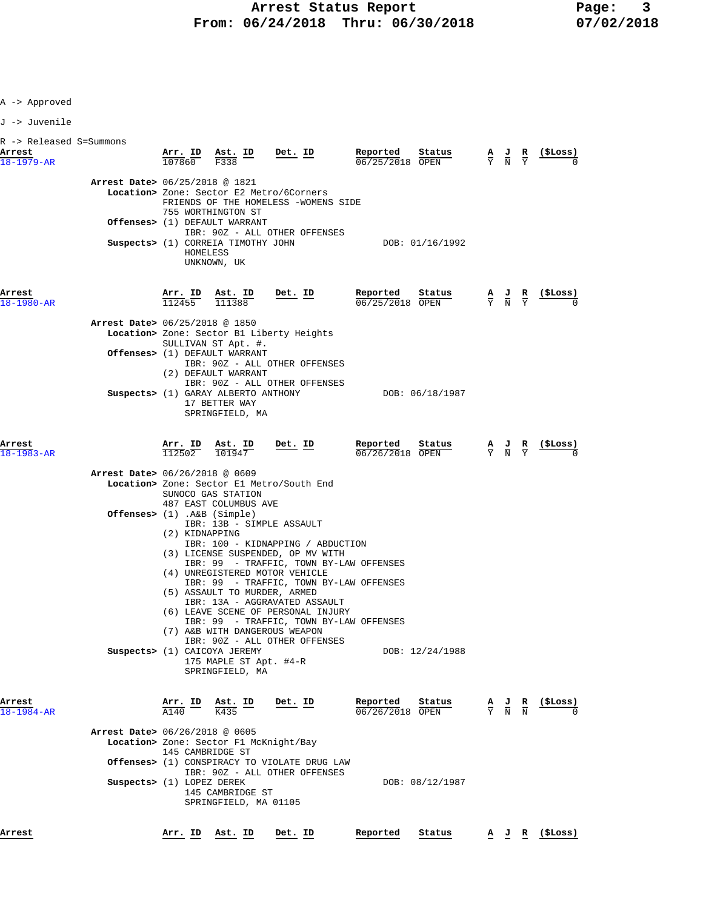A -> Approved

J -> Juvenile

R -> Released S=Summons

| Arrest | Arr. ID | Ast. ID | Det. ID | Reported | Status | A | J | R | ($Loss) |
|---|---|---|---|---|---|---|---|---|---|
| 18-1979-AR | 107860 | F338 | | 06/25/2018 | OPEN | Y | N | Y | 0 |

**Arrest Date>** 06/25/2018 @ 1821
**Location>** Zone: Sector E2 Metro/6Corners
FRIENDS OF THE HOMELESS -WOMENS SIDE
755 WORTHINGTON ST
**Offenses>** (1) DEFAULT WARRANT
IBR: 90Z - ALL OTHER OFFENSES
**Suspects>** (1) CORREIA TIMOTHY JOHN — DOB: 01/16/1992
HOMELESS
UNKNOWN, UK

| Arrest | Arr. ID | Ast. ID | Det. ID | Reported | Status | A | J | R | ($Loss) |
|---|---|---|---|---|---|---|---|---|---|
| 18-1980-AR | 112455 | 111388 | | 06/25/2018 | OPEN | Y | N | Y | 0 |

**Arrest Date>** 06/25/2018 @ 1850
**Location>** Zone: Sector B1 Liberty Heights
SULLIVAN ST Apt. #.
**Offenses>** (1) DEFAULT WARRANT
IBR: 90Z - ALL OTHER OFFENSES
(2) DEFAULT WARRANT
IBR: 90Z - ALL OTHER OFFENSES
**Suspects>** (1) GARAY ALBERTO ANTHONY — DOB: 06/18/1987
17 BETTER WAY
SPRINGFIELD, MA

| Arrest | Arr. ID | Ast. ID | Det. ID | Reported | Status | A | J | R | ($Loss) |
|---|---|---|---|---|---|---|---|---|---|
| 18-1983-AR | 112502 | 101947 | | 06/26/2018 | OPEN | Y | N | Y | 0 |

**Arrest Date>** 06/26/2018 @ 0609
**Location>** Zone: Sector E1 Metro/South End
SUNOCO GAS STATION
487 EAST COLUMBUS AVE
**Offenses>** (1) .A&B (Simple)
IBR: 13B - SIMPLE ASSAULT
(2) KIDNAPPING
IBR: 100 - KIDNAPPING / ABDUCTION
(3) LICENSE SUSPENDED, OP MV WITH
IBR: 99 - TRAFFIC, TOWN BY-LAW OFFENSES
(4) UNREGISTERED MOTOR VEHICLE
IBR: 99 - TRAFFIC, TOWN BY-LAW OFFENSES
(5) ASSAULT TO MURDER, ARMED
IBR: 13A - AGGRAVATED ASSAULT
(6) LEAVE SCENE OF PERSONAL INJURY
IBR: 99 - TRAFFIC, TOWN BY-LAW OFFENSES
(7) A&B WITH DANGEROUS WEAPON
IBR: 90Z - ALL OTHER OFFENSES
**Suspects>** (1) CAICOYA JEREMY — DOB: 12/24/1988
175 MAPLE ST Apt. #4-R
SPRINGFIELD, MA

| Arrest | Arr. ID | Ast. ID | Det. ID | Reported | Status | A | J | R | ($Loss) |
|---|---|---|---|---|---|---|---|---|---|
| 18-1984-AR | A140 | K435 | | 06/26/2018 | OPEN | Y | N | N | 0 |

**Arrest Date>** 06/26/2018 @ 0605
**Location>** Zone: Sector F1 McKnight/Bay
145 CAMBRIDGE ST
**Offenses>** (1) CONSPIRACY TO VIOLATE DRUG LAW
IBR: 90Z - ALL OTHER OFFENSES
**Suspects>** (1) LOPEZ DEREK — DOB: 08/12/1987
145 CAMBRIDGE ST
SPRINGFIELD, MA 01105

| Arrest | Arr. ID | Ast. ID | Det. ID | Reported | Status | A | J | R | ($Loss) |
|---|---|---|---|---|---|---|---|---|---|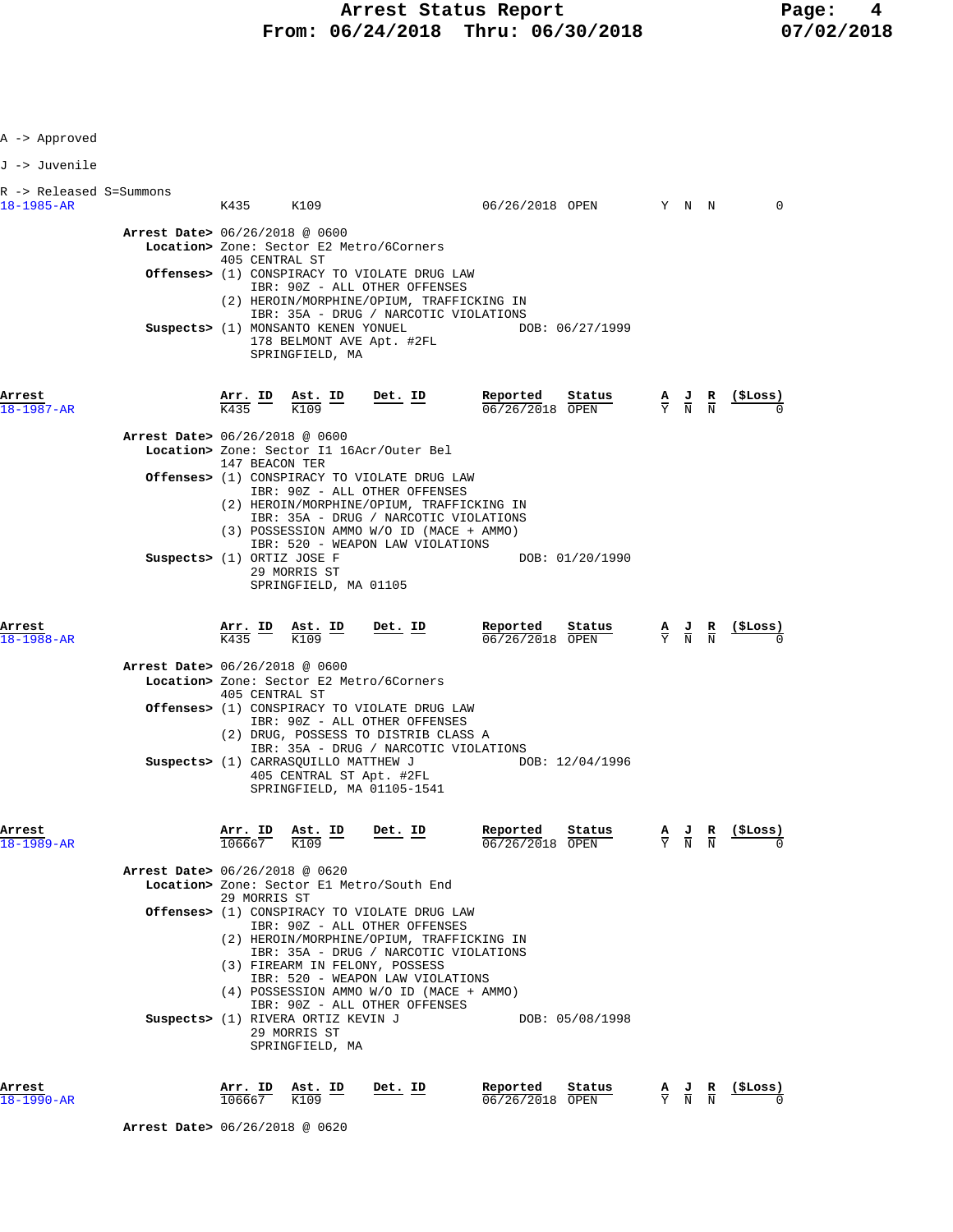A -> Approved

J -> Juvenile

R -> Released S=Summons

| Arrest | Arr. ID | Ast. ID | Det. ID | Reported | Status | A | J | R | ($Loss) |
|---|---|---|---|---|---|---|---|---|---|
| 18-1985-AR | K435 | K109 | | 06/26/2018 | OPEN | Y | N | N | 0 |

**Arrest Date>** 06/26/2018 @ 0600
**Location>** Zone: Sector E2 Metro/6Corners
405 CENTRAL ST
**Offenses>** (1) CONSPIRACY TO VIOLATE DRUG LAW
IBR: 90Z - ALL OTHER OFFENSES
(2) HEROIN/MORPHINE/OPIUM, TRAFFICKING IN
IBR: 35A - DRUG / NARCOTIC VIOLATIONS
**Suspects>** (1) MONSANTO KENEN YONUEL DOB: 06/27/1999
178 BELMONT AVE Apt. #2FL
SPRINGFIELD, MA

| Arrest | Arr. ID | Ast. ID | Det. ID | Reported | Status | A | J | R | ($Loss) |
|---|---|---|---|---|---|---|---|---|---|
| 18-1987-AR | K435 | K109 | | 06/26/2018 | OPEN | Y | N | N | 0 |

**Arrest Date>** 06/26/2018 @ 0600
**Location>** Zone: Sector I1 16Acr/Outer Bel
147 BEACON TER
**Offenses>** (1) CONSPIRACY TO VIOLATE DRUG LAW
IBR: 90Z - ALL OTHER OFFENSES
(2) HEROIN/MORPHINE/OPIUM, TRAFFICKING IN
IBR: 35A - DRUG / NARCOTIC VIOLATIONS
(3) POSSESSION AMMO W/O ID (MACE + AMMO)
IBR: 520 - WEAPON LAW VIOLATIONS
**Suspects>** (1) ORTIZ JOSE F DOB: 01/20/1990
29 MORRIS ST
SPRINGFIELD, MA 01105

| Arrest | Arr. ID | Ast. ID | Det. ID | Reported | Status | A | J | R | ($Loss) |
|---|---|---|---|---|---|---|---|---|---|
| 18-1988-AR | K435 | K109 | | 06/26/2018 | OPEN | Y | N | N | 0 |

**Arrest Date>** 06/26/2018 @ 0600
**Location>** Zone: Sector E2 Metro/6Corners
405 CENTRAL ST
**Offenses>** (1) CONSPIRACY TO VIOLATE DRUG LAW
IBR: 90Z - ALL OTHER OFFENSES
(2) DRUG, POSSESS TO DISTRIB CLASS A
IBR: 35A - DRUG / NARCOTIC VIOLATIONS
**Suspects>** (1) CARRASQUILLO MATTHEW J DOB: 12/04/1996
405 CENTRAL ST Apt. #2FL
SPRINGFIELD, MA 01105-1541

| Arrest | Arr. ID | Ast. ID | Det. ID | Reported | Status | A | J | R | ($Loss) |
|---|---|---|---|---|---|---|---|---|---|
| 18-1989-AR | 106667 | K109 | | 06/26/2018 | OPEN | Y | N | N | 0 |

**Arrest Date>** 06/26/2018 @ 0620
**Location>** Zone: Sector E1 Metro/South End
29 MORRIS ST
**Offenses>** (1) CONSPIRACY TO VIOLATE DRUG LAW
IBR: 90Z - ALL OTHER OFFENSES
(2) HEROIN/MORPHINE/OPIUM, TRAFFICKING IN
IBR: 35A - DRUG / NARCOTIC VIOLATIONS
(3) FIREARM IN FELONY, POSSESS
IBR: 520 - WEAPON LAW VIOLATIONS
(4) POSSESSION AMMO W/O ID (MACE + AMMO)
IBR: 90Z - ALL OTHER OFFENSES
**Suspects>** (1) RIVERA ORTIZ KEVIN J DOB: 05/08/1998
29 MORRIS ST
SPRINGFIELD, MA

| Arrest | Arr. ID | Ast. ID | Det. ID | Reported | Status | A | J | R | ($Loss) |
|---|---|---|---|---|---|---|---|---|---|
| 18-1990-AR | 106667 | K109 | | 06/26/2018 | OPEN | Y | N | N | 0 |

**Arrest Date>** 06/26/2018 @ 0620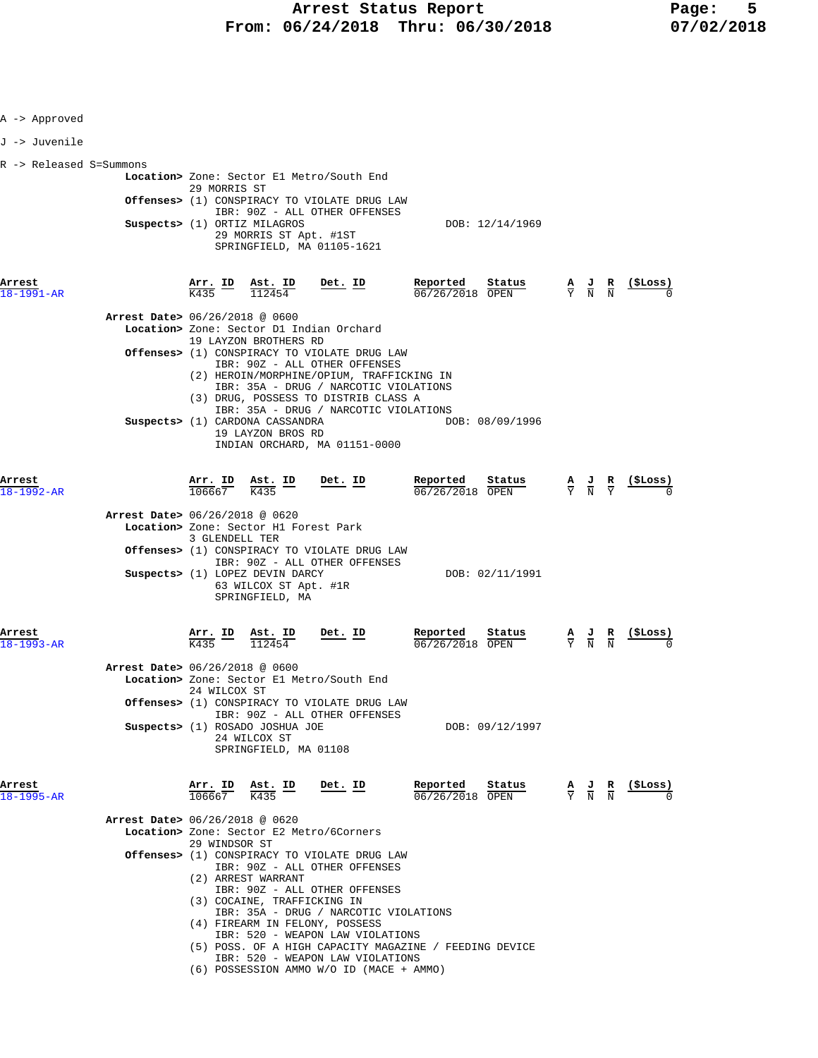A -> Approved

J -> Juvenile

R -> Released S=Summons

**Location>** Zone: Sector E1 Metro/South End
29 MORRIS ST
**Offenses>** (1) CONSPIRACY TO VIOLATE DRUG LAW
IBR: 90Z - ALL OTHER OFFENSES
**Suspects>** (1) ORTIZ MILAGROS DOB: 12/14/1969
29 MORRIS ST Apt. #1ST
SPRINGFIELD, MA 01105-1621

| Arrest | Arr. ID | Ast. ID | Det. ID | Reported | Status | A | J | R | ($Loss) |
|---|---|---|---|---|---|---|---|---|---|
| 18-1991-AR | K435 | 112454 | | 06/26/2018 | OPEN | Y | N | N | 0 |

**Arrest Date>** 06/26/2018 @ 0600
**Location>** Zone: Sector D1 Indian Orchard
19 LAYZON BROTHERS RD
**Offenses>** (1) CONSPIRACY TO VIOLATE DRUG LAW
IBR: 90Z - ALL OTHER OFFENSES
(2) HEROIN/MORPHINE/OPIUM, TRAFFICKING IN
IBR: 35A - DRUG / NARCOTIC VIOLATIONS
(3) DRUG, POSSESS TO DISTRIB CLASS A
IBR: 35A - DRUG / NARCOTIC VIOLATIONS
**Suspects>** (1) CARDONA CASSANDRA DOB: 08/09/1996
19 LAYZON BROS RD
INDIAN ORCHARD, MA 01151-0000

| Arrest | Arr. ID | Ast. ID | Det. ID | Reported | Status | A | J | R | ($Loss) |
|---|---|---|---|---|---|---|---|---|---|
| 18-1992-AR | 106667 | K435 | | 06/26/2018 | OPEN | Y | N | Y | 0 |

**Arrest Date>** 06/26/2018 @ 0620
**Location>** Zone: Sector H1 Forest Park
3 GLENDELL TER
**Offenses>** (1) CONSPIRACY TO VIOLATE DRUG LAW
IBR: 90Z - ALL OTHER OFFENSES
**Suspects>** (1) LOPEZ DEVIN DARCY DOB: 02/11/1991
63 WILCOX ST Apt. #1R
SPRINGFIELD, MA

| Arrest | Arr. ID | Ast. ID | Det. ID | Reported | Status | A | J | R | ($Loss) |
|---|---|---|---|---|---|---|---|---|---|
| 18-1993-AR | K435 | 112454 | | 06/26/2018 | OPEN | Y | N | N | 0 |

**Arrest Date>** 06/26/2018 @ 0600
**Location>** Zone: Sector E1 Metro/South End
24 WILCOX ST
**Offenses>** (1) CONSPIRACY TO VIOLATE DRUG LAW
IBR: 90Z - ALL OTHER OFFENSES
**Suspects>** (1) ROSADO JOSHUA JOE DOB: 09/12/1997
24 WILCOX ST
SPRINGFIELD, MA 01108

| Arrest | Arr. ID | Ast. ID | Det. ID | Reported | Status | A | J | R | ($Loss) |
|---|---|---|---|---|---|---|---|---|---|
| 18-1995-AR | 106667 | K435 | | 06/26/2018 | OPEN | Y | N | N | 0 |

**Arrest Date>** 06/26/2018 @ 0620
**Location>** Zone: Sector E2 Metro/6Corners
29 WINDSOR ST
**Offenses>** (1) CONSPIRACY TO VIOLATE DRUG LAW
IBR: 90Z - ALL OTHER OFFENSES
(2) ARREST WARRANT
IBR: 90Z - ALL OTHER OFFENSES
(3) COCAINE, TRAFFICKING IN
IBR: 35A - DRUG / NARCOTIC VIOLATIONS
(4) FIREARM IN FELONY, POSSESS
IBR: 520 - WEAPON LAW VIOLATIONS
(5) POSS. OF A HIGH CAPACITY MAGAZINE / FEEDING DEVICE
IBR: 520 - WEAPON LAW VIOLATIONS
(6) POSSESSION AMMO W/O ID (MACE + AMMO)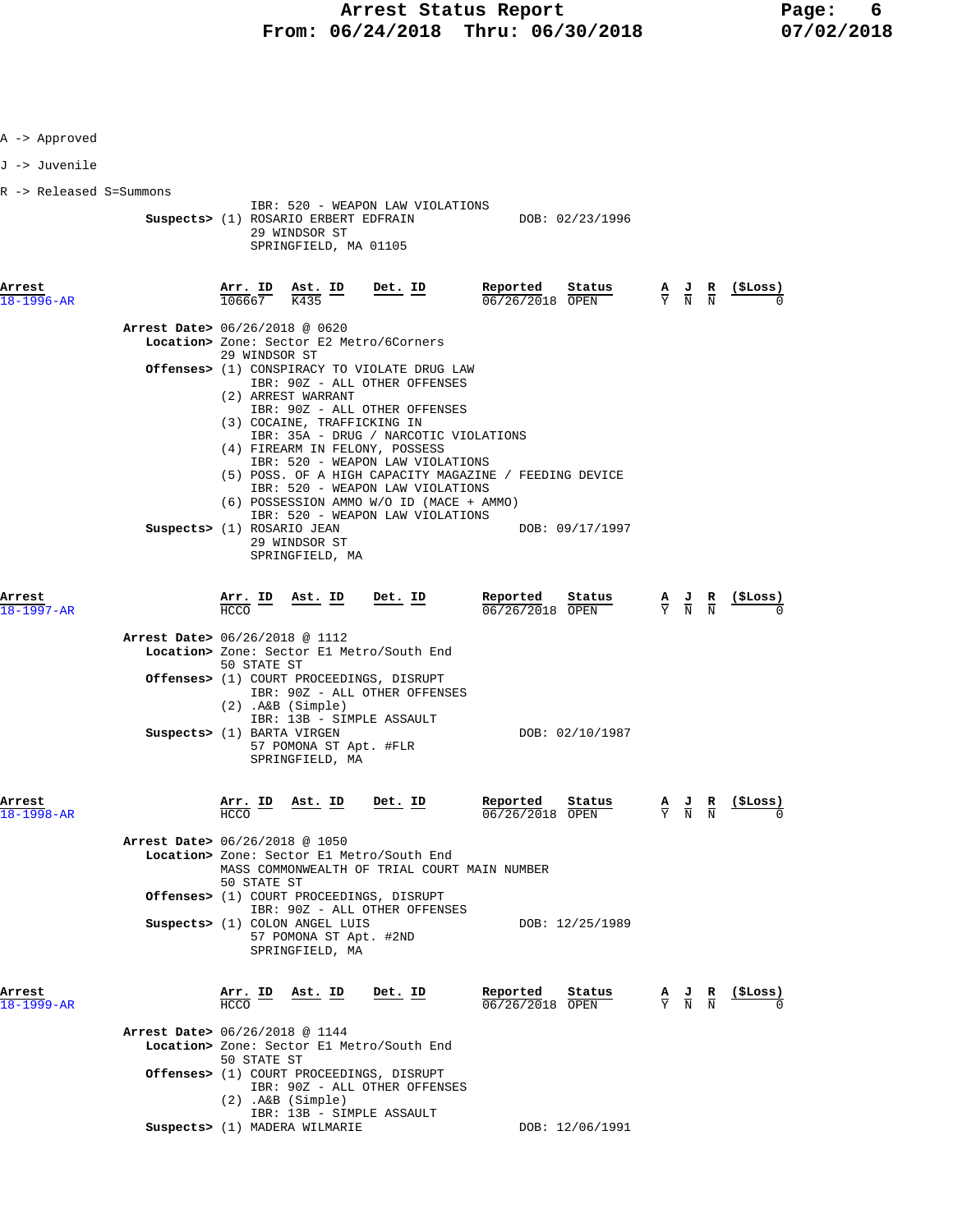A -> Approved

J -> Juvenile

R -> Released S=Summons

IBR: 520 - WEAPON LAW VIOLATIONS
**Suspects>** (1) ROSARIO ERBERT EDFRAIN DOB: 02/23/1996
29 WINDSOR ST
SPRINGFIELD, MA 01105

| Arrest | Arr. ID | Ast. ID | Det. ID | Reported | Status | A | J | R | ($Loss) |
|---|---|---|---|---|---|---|---|---|---|
| 18-1996-AR | 106667 | K435 | | 06/26/2018 | OPEN | Y | N | N | 0 |

**Arrest Date>** 06/26/2018 @ 0620
**Location>** Zone: Sector E2 Metro/6Corners
29 WINDSOR ST
**Offenses>** (1) CONSPIRACY TO VIOLATE DRUG LAW
IBR: 90Z - ALL OTHER OFFENSES
(2) ARREST WARRANT
IBR: 90Z - ALL OTHER OFFENSES
(3) COCAINE, TRAFFICKING IN
IBR: 35A - DRUG / NARCOTIC VIOLATIONS
(4) FIREARM IN FELONY, POSSESS
IBR: 520 - WEAPON LAW VIOLATIONS
(5) POSS. OF A HIGH CAPACITY MAGAZINE / FEEDING DEVICE
IBR: 520 - WEAPON LAW VIOLATIONS
(6) POSSESSION AMMO W/O ID (MACE + AMMO)
IBR: 520 - WEAPON LAW VIOLATIONS
**Suspects>** (1) ROSARIO JEAN DOB: 09/17/1997
29 WINDSOR ST
SPRINGFIELD, MA

| Arrest | Arr. ID | Ast. ID | Det. ID | Reported | Status | A | J | R | ($Loss) |
|---|---|---|---|---|---|---|---|---|---|
| 18-1997-AR | HCCO | | | 06/26/2018 | OPEN | Y | N | N | 0 |

**Arrest Date>** 06/26/2018 @ 1112
**Location>** Zone: Sector E1 Metro/South End
50 STATE ST
**Offenses>** (1) COURT PROCEEDINGS, DISRUPT
IBR: 90Z - ALL OTHER OFFENSES
(2) .A&B (Simple)
IBR: 13B - SIMPLE ASSAULT
**Suspects>** (1) BARTA VIRGEN DOB: 02/10/1987
57 POMONA ST Apt. #FLR
SPRINGFIELD, MA

| Arrest | Arr. ID | Ast. ID | Det. ID | Reported | Status | A | J | R | ($Loss) |
|---|---|---|---|---|---|---|---|---|---|
| 18-1998-AR | HCCO | | | 06/26/2018 | OPEN | Y | N | N | 0 |

**Arrest Date>** 06/26/2018 @ 1050
**Location>** Zone: Sector E1 Metro/South End
MASS COMMONWEALTH OF TRIAL COURT MAIN NUMBER
50 STATE ST
**Offenses>** (1) COURT PROCEEDINGS, DISRUPT
IBR: 90Z - ALL OTHER OFFENSES
**Suspects>** (1) COLON ANGEL LUIS DOB: 12/25/1989
57 POMONA ST Apt. #2ND
SPRINGFIELD, MA

| Arrest | Arr. ID | Ast. ID | Det. ID | Reported | Status | A | J | R | ($Loss) |
|---|---|---|---|---|---|---|---|---|---|
| 18-1999-AR | HCCO | | | 06/26/2018 | OPEN | Y | N | N | 0 |

**Arrest Date>** 06/26/2018 @ 1144
**Location>** Zone: Sector E1 Metro/South End
50 STATE ST
**Offenses>** (1) COURT PROCEEDINGS, DISRUPT
IBR: 90Z - ALL OTHER OFFENSES
(2) .A&B (Simple)
IBR: 13B - SIMPLE ASSAULT
**Suspects>** (1) MADERA WILMARIE DOB: 12/06/1991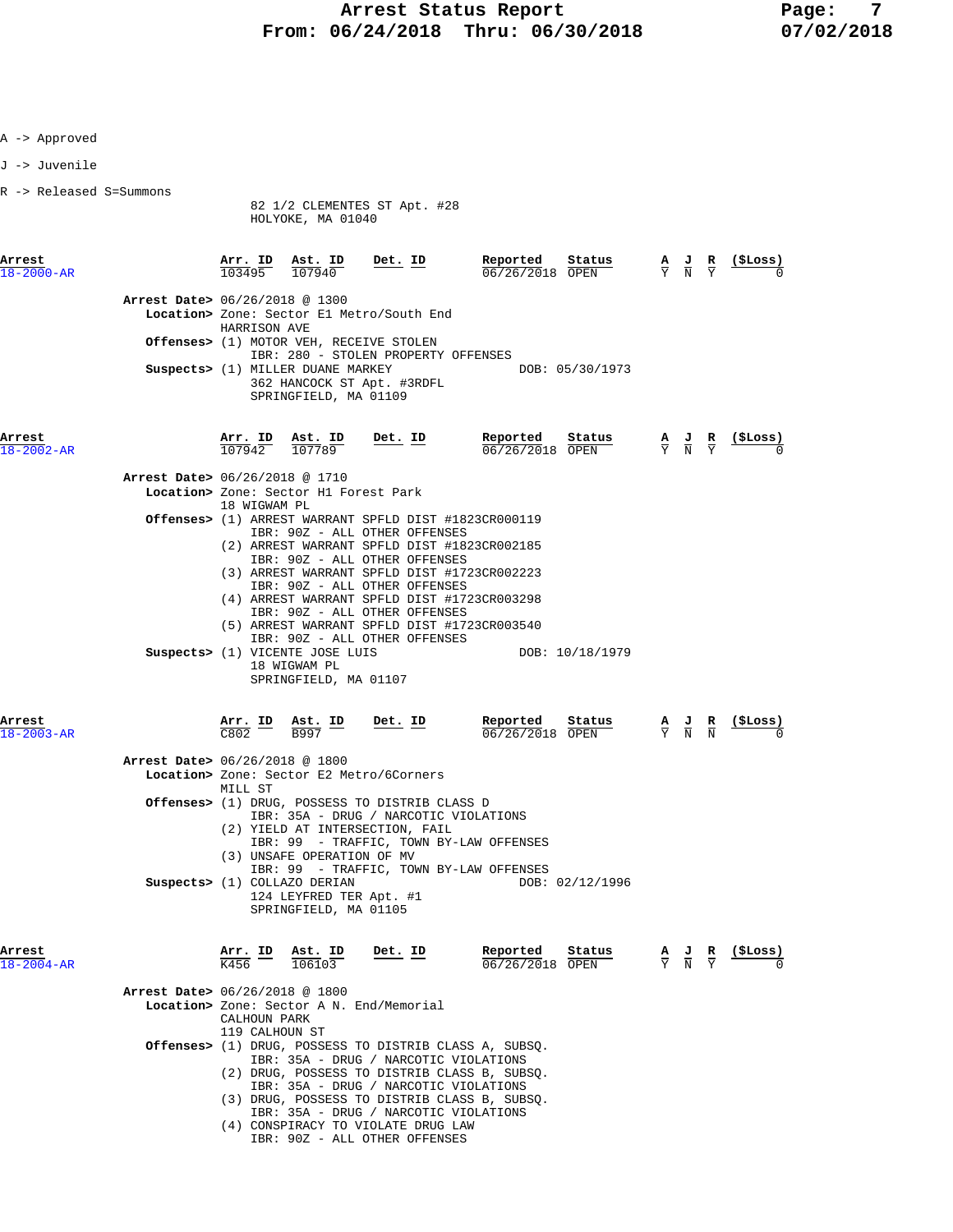A -> Approved

J -> Juvenile

R -> Released S=Summons

82 1/2 CLEMENTES ST Apt. #28
HOLYOKE, MA 01040

| Arrest | Arr. ID | Ast. ID | Det. ID | Reported | Status | A | J | R | ($Loss) |
|---|---|---|---|---|---|---|---|---|---|
| 18-2000-AR | 103495 | 107940 | | 06/26/2018 | OPEN | Y | N | Y | 0 |

**Arrest Date>** 06/26/2018 @ 1300
**Location>** Zone: Sector E1 Metro/South End
HARRISON AVE
**Offenses>** (1) MOTOR VEH, RECEIVE STOLEN
IBR: 280 - STOLEN PROPERTY OFFENSES
**Suspects>** (1) MILLER DUANE MARKEY DOB: 05/30/1973
362 HANCOCK ST Apt. #3RDFL
SPRINGFIELD, MA 01109

| Arrest | Arr. ID | Ast. ID | Det. ID | Reported | Status | A | J | R | ($Loss) |
|---|---|---|---|---|---|---|---|---|---|
| 18-2002-AR | 107942 | 107789 | | 06/26/2018 | OPEN | Y | N | Y | 0 |

**Arrest Date>** 06/26/2018 @ 1710
**Location>** Zone: Sector H1 Forest Park
18 WIGWAM PL
**Offenses>** (1) ARREST WARRANT SPFLD DIST #1823CR000119
IBR: 90Z - ALL OTHER OFFENSES
(2) ARREST WARRANT SPFLD DIST #1823CR002185
IBR: 90Z - ALL OTHER OFFENSES
(3) ARREST WARRANT SPFLD DIST #1723CR002223
IBR: 90Z - ALL OTHER OFFENSES
(4) ARREST WARRANT SPFLD DIST #1723CR003298
IBR: 90Z - ALL OTHER OFFENSES
(5) ARREST WARRANT SPFLD DIST #1723CR003540
IBR: 90Z - ALL OTHER OFFENSES
**Suspects>** (1) VICENTE JOSE LUIS DOB: 10/18/1979
18 WIGWAM PL
SPRINGFIELD, MA 01107

| Arrest | Arr. ID | Ast. ID | Det. ID | Reported | Status | A | J | R | ($Loss) |
|---|---|---|---|---|---|---|---|---|---|
| 18-2003-AR | C802 | B997 | | 06/26/2018 | OPEN | Y | N | N | 0 |

**Arrest Date>** 06/26/2018 @ 1800
**Location>** Zone: Sector E2 Metro/6Corners
MILL ST
**Offenses>** (1) DRUG, POSSESS TO DISTRIB CLASS D
IBR: 35A - DRUG / NARCOTIC VIOLATIONS
(2) YIELD AT INTERSECTION, FAIL
IBR: 99 - TRAFFIC, TOWN BY-LAW OFFENSES
(3) UNSAFE OPERATION OF MV
IBR: 99 - TRAFFIC, TOWN BY-LAW OFFENSES
**Suspects>** (1) COLLAZO DERIAN DOB: 02/12/1996
124 LEYFRED TER Apt. #1
SPRINGFIELD, MA 01105

| Arrest | Arr. ID | Ast. ID | Det. ID | Reported | Status | A | J | R | ($Loss) |
|---|---|---|---|---|---|---|---|---|---|
| 18-2004-AR | K456 | 106103 | | 06/26/2018 | OPEN | Y | N | Y | 0 |

**Arrest Date>** 06/26/2018 @ 1800
**Location>** Zone: Sector A N. End/Memorial
CALHOUN PARK
119 CALHOUN ST
**Offenses>** (1) DRUG, POSSESS TO DISTRIB CLASS A, SUBSQ.
IBR: 35A - DRUG / NARCOTIC VIOLATIONS
(2) DRUG, POSSESS TO DISTRIB CLASS B, SUBSQ.
IBR: 35A - DRUG / NARCOTIC VIOLATIONS
(3) DRUG, POSSESS TO DISTRIB CLASS B, SUBSQ.
IBR: 35A - DRUG / NARCOTIC VIOLATIONS
(4) CONSPIRACY TO VIOLATE DRUG LAW
IBR: 90Z - ALL OTHER OFFENSES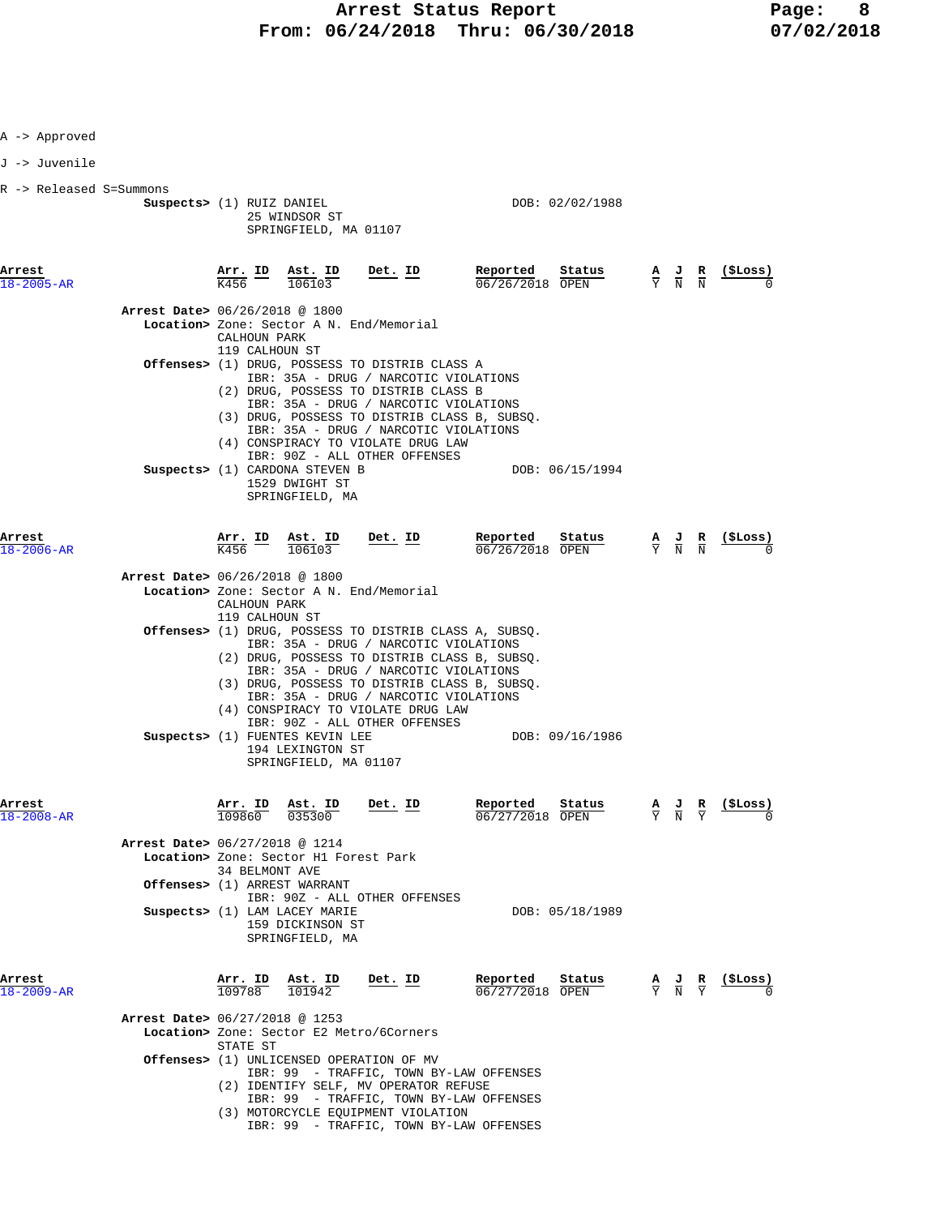A -> Approved

J -> Juvenile

R -> Released S=Summons

Suspects> (1) RUIZ DANIEL DOB: 02/02/1988
25 WINDSOR ST
SPRINGFIELD, MA 01107

| Arrest | Arr. ID | Ast. ID | Det. ID | Reported | Status | A | J | R | ($Loss) |
|---|---|---|---|---|---|---|---|---|---|
| 18-2005-AR | K456 | 106103 | | 06/26/2018 | OPEN | Y | N | N | 0 |

Arrest Date> 06/26/2018 @ 1800
Location> Zone: Sector A N. End/Memorial
CALHOUN PARK
119 CALHOUN ST
Offenses> (1) DRUG, POSSESS TO DISTRIB CLASS A
IBR: 35A - DRUG / NARCOTIC VIOLATIONS
(2) DRUG, POSSESS TO DISTRIB CLASS B
IBR: 35A - DRUG / NARCOTIC VIOLATIONS
(3) DRUG, POSSESS TO DISTRIB CLASS B, SUBSQ.
IBR: 35A - DRUG / NARCOTIC VIOLATIONS
(4) CONSPIRACY TO VIOLATE DRUG LAW
IBR: 90Z - ALL OTHER OFFENSES
Suspects> (1) CARDONA STEVEN B DOB: 06/15/1994
1529 DWIGHT ST
SPRINGFIELD, MA

| Arrest | Arr. ID | Ast. ID | Det. ID | Reported | Status | A | J | R | ($Loss) |
|---|---|---|---|---|---|---|---|---|---|
| 18-2006-AR | K456 | 106103 | | 06/26/2018 | OPEN | Y | N | N | 0 |

Arrest Date> 06/26/2018 @ 1800
Location> Zone: Sector A N. End/Memorial
CALHOUN PARK
119 CALHOUN ST
Offenses> (1) DRUG, POSSESS TO DISTRIB CLASS A, SUBSQ.
IBR: 35A - DRUG / NARCOTIC VIOLATIONS
(2) DRUG, POSSESS TO DISTRIB CLASS B, SUBSQ.
IBR: 35A - DRUG / NARCOTIC VIOLATIONS
(3) DRUG, POSSESS TO DISTRIB CLASS B, SUBSQ.
IBR: 35A - DRUG / NARCOTIC VIOLATIONS
(4) CONSPIRACY TO VIOLATE DRUG LAW
IBR: 90Z - ALL OTHER OFFENSES
Suspects> (1) FUENTES KEVIN LEE DOB: 09/16/1986
194 LEXINGTON ST
SPRINGFIELD, MA 01107

| Arrest | Arr. ID | Ast. ID | Det. ID | Reported | Status | A | J | R | ($Loss) |
|---|---|---|---|---|---|---|---|---|---|
| 18-2008-AR | 109860 | 035300 | | 06/27/2018 | OPEN | Y | N | Y | 0 |

Arrest Date> 06/27/2018 @ 1214
Location> Zone: Sector H1 Forest Park
34 BELMONT AVE
Offenses> (1) ARREST WARRANT
IBR: 90Z - ALL OTHER OFFENSES
Suspects> (1) LAM LACEY MARIE DOB: 05/18/1989
159 DICKINSON ST
SPRINGFIELD, MA

| Arrest | Arr. ID | Ast. ID | Det. ID | Reported | Status | A | J | R | ($Loss) |
|---|---|---|---|---|---|---|---|---|---|
| 18-2009-AR | 109788 | 101942 | | 06/27/2018 | OPEN | Y | N | Y | 0 |

Arrest Date> 06/27/2018 @ 1253
Location> Zone: Sector E2 Metro/6Corners
STATE ST
Offenses> (1) UNLICENSED OPERATION OF MV
IBR: 99 - TRAFFIC, TOWN BY-LAW OFFENSES
(2) IDENTIFY SELF, MV OPERATOR REFUSE
IBR: 99 - TRAFFIC, TOWN BY-LAW OFFENSES
(3) MOTORCYCLE EQUIPMENT VIOLATION
IBR: 99 - TRAFFIC, TOWN BY-LAW OFFENSES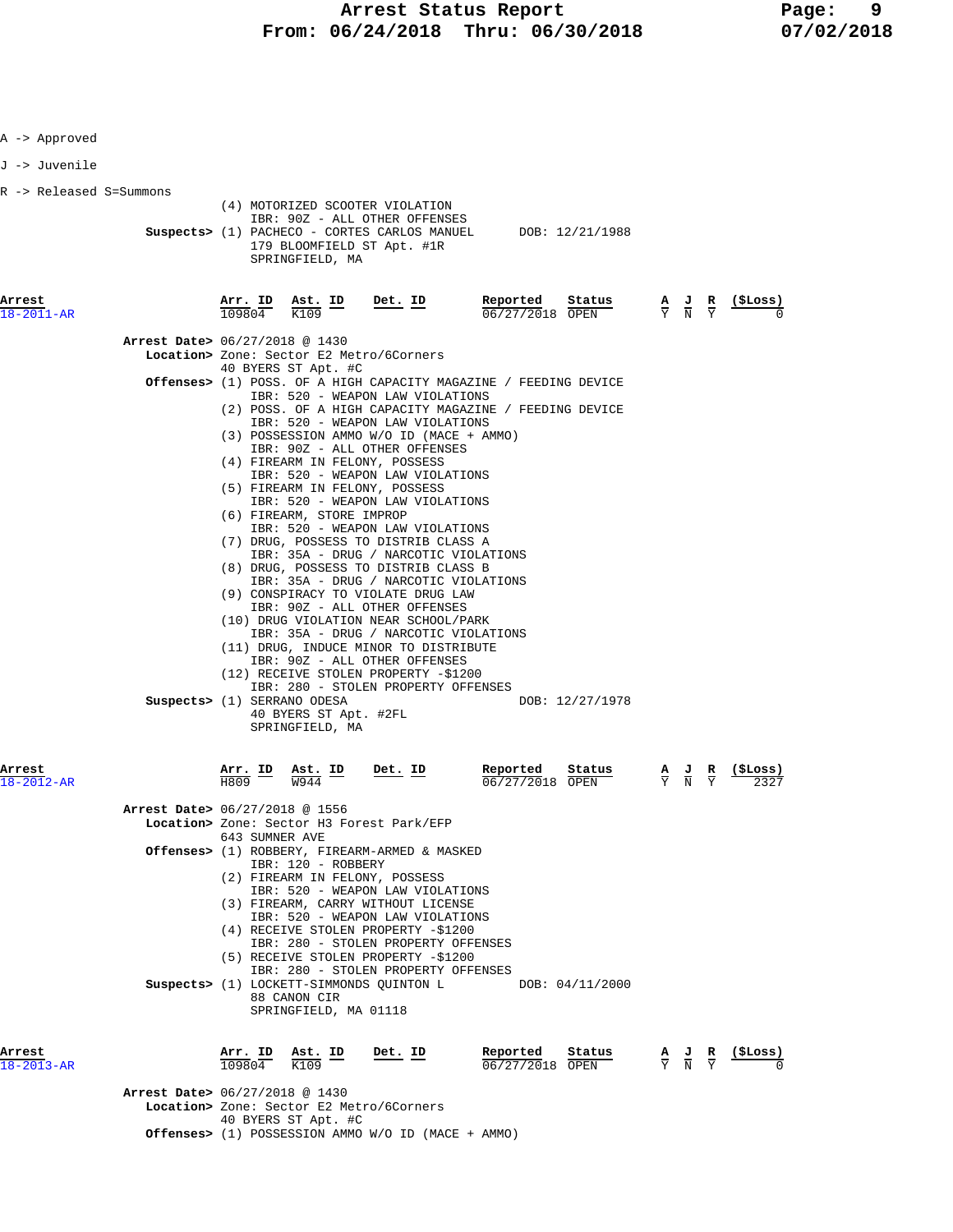A -> Approved

J -> Juvenile

R -> Released S=Summons

(4) MOTORIZED SCOOTER VIOLATION
IBR: 90Z - ALL OTHER OFFENSES

**Suspects>** (1) PACHECO - CORTES CARLOS MANUEL DOB: 12/21/1988
179 BLOOMFIELD ST Apt. #1R
SPRINGFIELD, MA

| Arrest | Arr. ID | Ast. ID | Det. ID | Reported | Status | A | J | R | ($Loss) |
|---|---|---|---|---|---|---|---|---|---|
| 18-2011-AR | 109804 | K109 | | 06/27/2018 | OPEN | Y | N | Y | 0 |

**Arrest Date>** 06/27/2018 @ 1430

**Location>** Zone: Sector E2 Metro/6Corners
40 BYERS ST Apt. #C

**Offenses>**
(1) POSS. OF A HIGH CAPACITY MAGAZINE / FEEDING DEVICE
IBR: 520 - WEAPON LAW VIOLATIONS
(2) POSS. OF A HIGH CAPACITY MAGAZINE / FEEDING DEVICE
IBR: 520 - WEAPON LAW VIOLATIONS
(3) POSSESSION AMMO W/O ID (MACE + AMMO)
IBR: 90Z - ALL OTHER OFFENSES
(4) FIREARM IN FELONY, POSSESS
IBR: 520 - WEAPON LAW VIOLATIONS
(5) FIREARM IN FELONY, POSSESS
IBR: 520 - WEAPON LAW VIOLATIONS
(6) FIREARM, STORE IMPROP
IBR: 520 - WEAPON LAW VIOLATIONS
(7) DRUG, POSSESS TO DISTRIB CLASS A
IBR: 35A - DRUG / NARCOTIC VIOLATIONS
(8) DRUG, POSSESS TO DISTRIB CLASS B
IBR: 35A - DRUG / NARCOTIC VIOLATIONS
(9) CONSPIRACY TO VIOLATE DRUG LAW
IBR: 90Z - ALL OTHER OFFENSES
(10) DRUG VIOLATION NEAR SCHOOL/PARK
IBR: 35A - DRUG / NARCOTIC VIOLATIONS
(11) DRUG, INDUCE MINOR TO DISTRIBUTE
IBR: 90Z - ALL OTHER OFFENSES
(12) RECEIVE STOLEN PROPERTY -$1200
IBR: 280 - STOLEN PROPERTY OFFENSES

**Suspects>** (1) SERRANO ODESA DOB: 12/27/1978
40 BYERS ST Apt. #2FL
SPRINGFIELD, MA

| Arrest | Arr. ID | Ast. ID | Det. ID | Reported | Status | A | J | R | ($Loss) |
|---|---|---|---|---|---|---|---|---|---|
| 18-2012-AR | H809 | W944 | | 06/27/2018 | OPEN | Y | N | Y | 2327 |

**Arrest Date>** 06/27/2018 @ 1556

**Location>** Zone: Sector H3 Forest Park/EFP
643 SUMNER AVE

**Offenses>**
(1) ROBBERY, FIREARM-ARMED & MASKED
IBR: 120 - ROBBERY
(2) FIREARM IN FELONY, POSSESS
IBR: 520 - WEAPON LAW VIOLATIONS
(3) FIREARM, CARRY WITHOUT LICENSE
IBR: 520 - WEAPON LAW VIOLATIONS
(4) RECEIVE STOLEN PROPERTY -$1200
IBR: 280 - STOLEN PROPERTY OFFENSES
(5) RECEIVE STOLEN PROPERTY -$1200
IBR: 280 - STOLEN PROPERTY OFFENSES

**Suspects>** (1) LOCKETT-SIMMONDS QUINTON L DOB: 04/11/2000
88 CANON CIR
SPRINGFIELD, MA 01118

| Arrest | Arr. ID | Ast. ID | Det. ID | Reported | Status | A | J | R | ($Loss) |
|---|---|---|---|---|---|---|---|---|---|
| 18-2013-AR | 109804 | K109 | | 06/27/2018 | OPEN | Y | N | Y | 0 |

**Arrest Date>** 06/27/2018 @ 1430

**Location>** Zone: Sector E2 Metro/6Corners
40 BYERS ST Apt. #C

**Offenses>** (1) POSSESSION AMMO W/O ID (MACE + AMMO)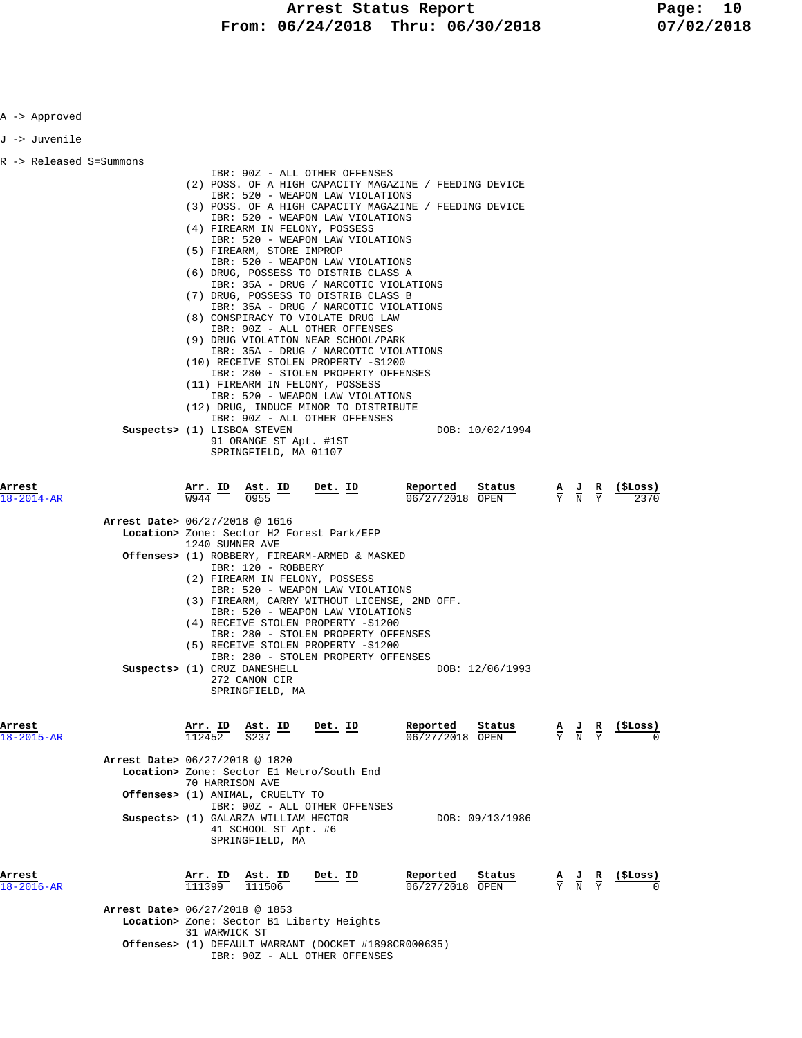A -> Approved

J -> Juvenile

R -> Released S=Summons

IBR: 90Z - ALL OTHER OFFENSES
(2) POSS. OF A HIGH CAPACITY MAGAZINE / FEEDING DEVICE
IBR: 520 - WEAPON LAW VIOLATIONS
(3) POSS. OF A HIGH CAPACITY MAGAZINE / FEEDING DEVICE
IBR: 520 - WEAPON LAW VIOLATIONS
(4) FIREARM IN FELONY, POSSESS
IBR: 520 - WEAPON LAW VIOLATIONS
(5) FIREARM, STORE IMPROP
IBR: 520 - WEAPON LAW VIOLATIONS
(6) DRUG, POSSESS TO DISTRIB CLASS A
IBR: 35A - DRUG / NARCOTIC VIOLATIONS
(7) DRUG, POSSESS TO DISTRIB CLASS B
IBR: 35A - DRUG / NARCOTIC VIOLATIONS
(8) CONSPIRACY TO VIOLATE DRUG LAW
IBR: 90Z - ALL OTHER OFFENSES
(9) DRUG VIOLATION NEAR SCHOOL/PARK
IBR: 35A - DRUG / NARCOTIC VIOLATIONS
(10) RECEIVE STOLEN PROPERTY -$1200
IBR: 280 - STOLEN PROPERTY OFFENSES
(11) FIREARM IN FELONY, POSSESS
IBR: 520 - WEAPON LAW VIOLATIONS
(12) DRUG, INDUCE MINOR TO DISTRIBUTE
IBR: 90Z - ALL OTHER OFFENSES

**Suspects>** (1) LISBOA STEVEN — DOB: 10/02/1994
91 ORANGE ST Apt. #1ST
SPRINGFIELD, MA 01107

| Arrest | Arr. ID | Ast. ID | Det. ID | Reported | Status | A | J | R | ($Loss) |
|---|---|---|---|---|---|---|---|---|---|
| 18-2014-AR | W944 | O955 | | 06/27/2018 | OPEN | Y | N | Y | 2370 |

**Arrest Date>** 06/27/2018 @ 1616
**Location>** Zone: Sector H2 Forest Park/EFP
1240 SUMNER AVE
**Offenses>** (1) ROBBERY, FIREARM-ARMED & MASKED
IBR: 120 - ROBBERY
(2) FIREARM IN FELONY, POSSESS
IBR: 520 - WEAPON LAW VIOLATIONS
(3) FIREARM, CARRY WITHOUT LICENSE, 2ND OFF.
IBR: 520 - WEAPON LAW VIOLATIONS
(4) RECEIVE STOLEN PROPERTY -$1200
IBR: 280 - STOLEN PROPERTY OFFENSES
(5) RECEIVE STOLEN PROPERTY -$1200
IBR: 280 - STOLEN PROPERTY OFFENSES
**Suspects>** (1) CRUZ DANESHELL — DOB: 12/06/1993
272 CANON CIR
SPRINGFIELD, MA

| Arrest | Arr. ID | Ast. ID | Det. ID | Reported | Status | A | J | R | ($Loss) |
|---|---|---|---|---|---|---|---|---|---|
| 18-2015-AR | 112452 | S237 | | 06/27/2018 | OPEN | Y | N | Y | 0 |

**Arrest Date>** 06/27/2018 @ 1820
**Location>** Zone: Sector E1 Metro/South End
70 HARRISON AVE
**Offenses>** (1) ANIMAL, CRUELTY TO
IBR: 90Z - ALL OTHER OFFENSES
**Suspects>** (1) GALARZA WILLIAM HECTOR — DOB: 09/13/1986
41 SCHOOL ST Apt. #6
SPRINGFIELD, MA

| Arrest | Arr. ID | Ast. ID | Det. ID | Reported | Status | A | J | R | ($Loss) |
|---|---|---|---|---|---|---|---|---|---|
| 18-2016-AR | 111399 | 111506 | | 06/27/2018 | OPEN | Y | N | Y | 0 |

**Arrest Date>** 06/27/2018 @ 1853
**Location>** Zone: Sector B1 Liberty Heights
31 WARWICK ST
**Offenses>** (1) DEFAULT WARRANT (DOCKET #1898CR000635)
IBR: 90Z - ALL OTHER OFFENSES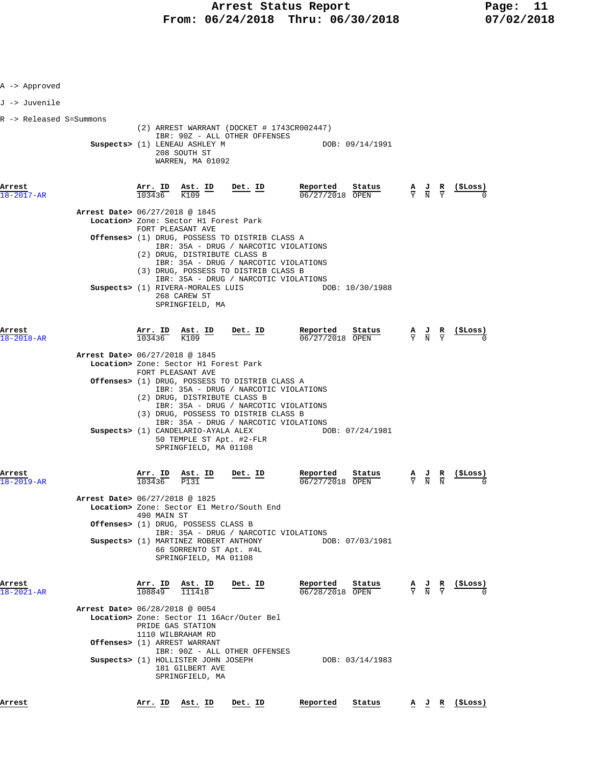A -> Approved

J -> Juvenile

R -> Released S=Summons

(2) ARREST WARRANT (DOCKET # 1743CR002447)
IBR: 90Z - ALL OTHER OFFENSES

**Suspects>** (1) LENEAU ASHLEY M DOB: 09/14/1991
208 SOUTH ST
WARREN, MA 01092

| Arrest | Arr. ID | Ast. ID | Det. ID | Reported | Status | A | J | R | ($Loss) |
|---|---|---|---|---|---|---|---|---|---|
| 18-2017-AR | 103436 | K109 | | 06/27/2018 | OPEN | Y | N | Y | 0 |

**Arrest Date>** 06/27/2018 @ 1845
**Location>** Zone: Sector H1 Forest Park
FORT PLEASANT AVE
**Offenses>** (1) DRUG, POSSESS TO DISTRIB CLASS A
IBR: 35A - DRUG / NARCOTIC VIOLATIONS
(2) DRUG, DISTRIBUTE CLASS B
IBR: 35A - DRUG / NARCOTIC VIOLATIONS
(3) DRUG, POSSESS TO DISTRIB CLASS B
IBR: 35A - DRUG / NARCOTIC VIOLATIONS
**Suspects>** (1) RIVERA-MORALES LUIS DOB: 10/30/1988
268 CAREW ST
SPRINGFIELD, MA

| Arrest | Arr. ID | Ast. ID | Det. ID | Reported | Status | A | J | R | ($Loss) |
|---|---|---|---|---|---|---|---|---|---|
| 18-2018-AR | 103436 | K109 | | 06/27/2018 | OPEN | Y | N | Y | 0 |

**Arrest Date>** 06/27/2018 @ 1845
**Location>** Zone: Sector H1 Forest Park
FORT PLEASANT AVE
**Offenses>** (1) DRUG, POSSESS TO DISTRIB CLASS A
IBR: 35A - DRUG / NARCOTIC VIOLATIONS
(2) DRUG, DISTRIBUTE CLASS B
IBR: 35A - DRUG / NARCOTIC VIOLATIONS
(3) DRUG, POSSESS TO DISTRIB CLASS B
IBR: 35A - DRUG / NARCOTIC VIOLATIONS
**Suspects>** (1) CANDELARIO-AYALA ALEX DOB: 07/24/1981
50 TEMPLE ST Apt. #2-FLR
SPRINGFIELD, MA 01108

| Arrest | Arr. ID | Ast. ID | Det. ID | Reported | Status | A | J | R | ($Loss) |
|---|---|---|---|---|---|---|---|---|---|
| 18-2019-AR | 103436 | P131 | | 06/27/2018 | OPEN | Y | N | N | 0 |

**Arrest Date>** 06/27/2018 @ 1825
**Location>** Zone: Sector E1 Metro/South End
490 MAIN ST
**Offenses>** (1) DRUG, POSSESS CLASS B
IBR: 35A - DRUG / NARCOTIC VIOLATIONS
**Suspects>** (1) MARTINEZ ROBERT ANTHONY DOB: 07/03/1981
66 SORRENTO ST Apt. #4L
SPRINGFIELD, MA 01108

| Arrest | Arr. ID | Ast. ID | Det. ID | Reported | Status | A | J | R | ($Loss) |
|---|---|---|---|---|---|---|---|---|---|
| 18-2021-AR | 108849 | 111418 | | 06/28/2018 | OPEN | Y | N | Y | 0 |

**Arrest Date>** 06/28/2018 @ 0054
**Location>** Zone: Sector I1 16Acr/Outer Bel
PRIDE GAS STATION
1110 WILBRAHAM RD
**Offenses>** (1) ARREST WARRANT
IBR: 90Z - ALL OTHER OFFENSES
**Suspects>** (1) HOLLISTER JOHN JOSEPH DOB: 03/14/1983
181 GILBERT AVE
SPRINGFIELD, MA

| Arrest | Arr. ID | Ast. ID | Det. ID | Reported | Status | A | J | R | ($Loss) |
|---|---|---|---|---|---|---|---|---|---|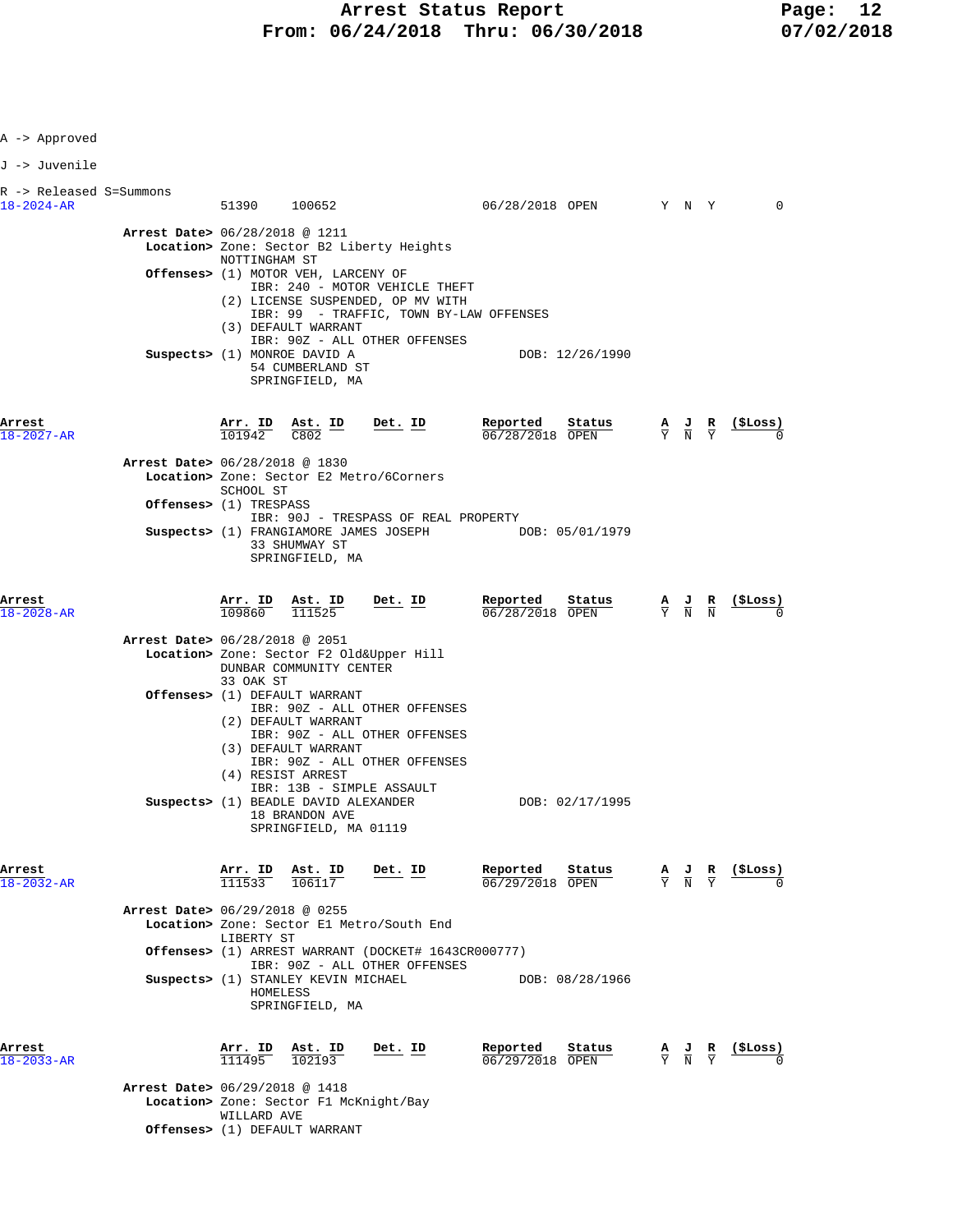A -> Approved

J -> Juvenile

R -> Released S=Summons

| Arrest | Arr. ID | Ast. ID | Det. ID | Reported | Status | A | J | R | ($Loss) |
|---|---|---|---|---|---|---|---|---|---|
| 18-2024-AR | 51390 | 100652 | | 06/28/2018 | OPEN | Y | N | Y | 0 |

**Arrest Date>** 06/28/2018 @ 1211
**Location>** Zone: Sector B2 Liberty Heights
NOTTINGHAM ST
**Offenses>** (1) MOTOR VEH, LARCENY OF
IBR: 240 - MOTOR VEHICLE THEFT
(2) LICENSE SUSPENDED, OP MV WITH
IBR: 99 - TRAFFIC, TOWN BY-LAW OFFENSES
(3) DEFAULT WARRANT
IBR: 90Z - ALL OTHER OFFENSES
**Suspects>** (1) MONROE DAVID A — DOB: 12/26/1990
54 CUMBERLAND ST
SPRINGFIELD, MA

| Arrest | Arr. ID | Ast. ID | Det. ID | Reported | Status | A | J | R | ($Loss) |
|---|---|---|---|---|---|---|---|---|---|
| 18-2027-AR | 101942 | C802 | | 06/28/2018 | OPEN | Y | N | Y | 0 |

**Arrest Date>** 06/28/2018 @ 1830
**Location>** Zone: Sector E2 Metro/6Corners
SCHOOL ST
**Offenses>** (1) TRESPASS
IBR: 90J - TRESPASS OF REAL PROPERTY
**Suspects>** (1) FRANGIAMORE JAMES JOSEPH — DOB: 05/01/1979
33 SHUMWAY ST
SPRINGFIELD, MA

| Arrest | Arr. ID | Ast. ID | Det. ID | Reported | Status | A | J | R | ($Loss) |
|---|---|---|---|---|---|---|---|---|---|
| 18-2028-AR | 109860 | 111525 | | 06/28/2018 | OPEN | Y | N | N | 0 |

**Arrest Date>** 06/28/2018 @ 2051
**Location>** Zone: Sector F2 Old&Upper Hill
DUNBAR COMMUNITY CENTER
33 OAK ST
**Offenses>** (1) DEFAULT WARRANT
IBR: 90Z - ALL OTHER OFFENSES
(2) DEFAULT WARRANT
IBR: 90Z - ALL OTHER OFFENSES
(3) DEFAULT WARRANT
IBR: 90Z - ALL OTHER OFFENSES
(4) RESIST ARREST
IBR: 13B - SIMPLE ASSAULT
**Suspects>** (1) BEADLE DAVID ALEXANDER — DOB: 02/17/1995
18 BRANDON AVE
SPRINGFIELD, MA 01119

| Arrest | Arr. ID | Ast. ID | Det. ID | Reported | Status | A | J | R | ($Loss) |
|---|---|---|---|---|---|---|---|---|---|
| 18-2032-AR | 111533 | 106117 | | 06/29/2018 | OPEN | Y | N | Y | 0 |

**Arrest Date>** 06/29/2018 @ 0255
**Location>** Zone: Sector E1 Metro/South End
LIBERTY ST
**Offenses>** (1) ARREST WARRANT (DOCKET# 1643CR000777)
IBR: 90Z - ALL OTHER OFFENSES
**Suspects>** (1) STANLEY KEVIN MICHAEL — DOB: 08/28/1966
HOMELESS
SPRINGFIELD, MA

| Arrest | Arr. ID | Ast. ID | Det. ID | Reported | Status | A | J | R | ($Loss) |
|---|---|---|---|---|---|---|---|---|---|
| 18-2033-AR | 111495 | 102193 | | 06/29/2018 | OPEN | Y | N | Y | 0 |

**Arrest Date>** 06/29/2018 @ 1418
**Location>** Zone: Sector F1 McKnight/Bay
WILLARD AVE
**Offenses>** (1) DEFAULT WARRANT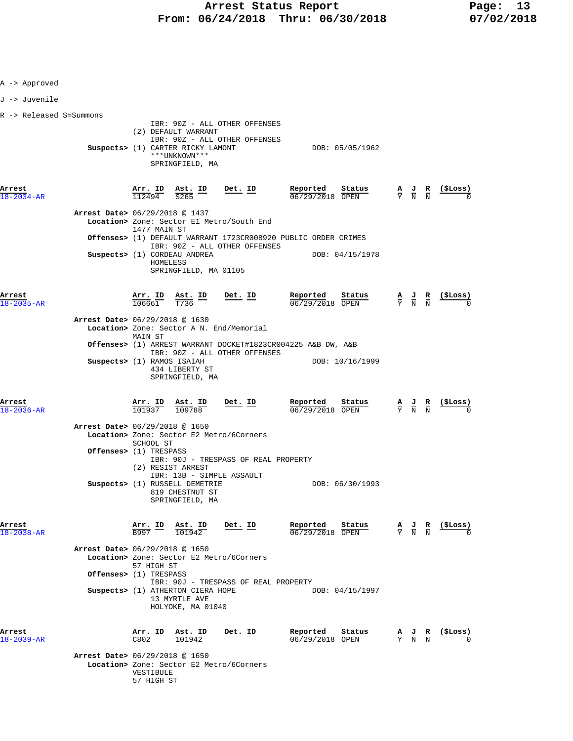A -> Approved

J -> Juvenile

R -> Released S=Summons

IBR: 90Z - ALL OTHER OFFENSES
(2) DEFAULT WARRANT
IBR: 90Z - ALL OTHER OFFENSES

**Suspects>** (1) CARTER RICKY LAMONT DOB: 05/05/1962
***UNKNOWN***
SPRINGFIELD, MA

| Arrest | Arr. ID | Ast. ID | Det. ID | Reported | Status | A | J | R | ($Loss) |
|---|---|---|---|---|---|---|---|---|---|
| 18-2034-AR | 112494 | S265 | | 06/29/2018 | OPEN | Y | N | N | 0 |

**Arrest Date>** 06/29/2018 @ 1437
**Location>** Zone: Sector E1 Metro/South End
1477 MAIN ST
**Offenses>** (1) DEFAULT WARRANT 1723CR008920 PUBLIC ORDER CRIMES
IBR: 90Z - ALL OTHER OFFENSES
**Suspects>** (1) CORDEAU ANDREA DOB: 04/15/1978
HOMELESS
SPRINGFIELD, MA 01105

| Arrest | Arr. ID | Ast. ID | Det. ID | Reported | Status | A | J | R | ($Loss) |
|---|---|---|---|---|---|---|---|---|---|
| 18-2035-AR | 106661 | T736 | | 06/29/2018 | OPEN | Y | N | N | 0 |

**Arrest Date>** 06/29/2018 @ 1630
**Location>** Zone: Sector A N. End/Memorial
MAIN ST
**Offenses>** (1) ARREST WARRANT DOCKET#1823CR004225 A&B DW, A&B
IBR: 90Z - ALL OTHER OFFENSES
**Suspects>** (1) RAMOS ISAIAH DOB: 10/16/1999
434 LIBERTY ST
SPRINGFIELD, MA

| Arrest | Arr. ID | Ast. ID | Det. ID | Reported | Status | A | J | R | ($Loss) |
|---|---|---|---|---|---|---|---|---|---|
| 18-2036-AR | 101937 | 109788 | | 06/29/2018 | OPEN | Y | N | N | 0 |

**Arrest Date>** 06/29/2018 @ 1650
**Location>** Zone: Sector E2 Metro/6Corners
SCHOOL ST
**Offenses>** (1) TRESPASS
IBR: 90J - TRESPASS OF REAL PROPERTY
(2) RESIST ARREST
IBR: 13B - SIMPLE ASSAULT
**Suspects>** (1) RUSSELL DEMETRIE DOB: 06/30/1993
819 CHESTNUT ST
SPRINGFIELD, MA

| Arrest | Arr. ID | Ast. ID | Det. ID | Reported | Status | A | J | R | ($Loss) |
|---|---|---|---|---|---|---|---|---|---|
| 18-2038-AR | B997 | 101942 | | 06/29/2018 | OPEN | Y | N | N | 0 |

**Arrest Date>** 06/29/2018 @ 1650
**Location>** Zone: Sector E2 Metro/6Corners
57 HIGH ST
**Offenses>** (1) TRESPASS
IBR: 90J - TRESPASS OF REAL PROPERTY
**Suspects>** (1) ATHERTON CIERA HOPE DOB: 04/15/1997
13 MYRTLE AVE
HOLYOKE, MA 01040

| Arrest | Arr. ID | Ast. ID | Det. ID | Reported | Status | A | J | R | ($Loss) |
|---|---|---|---|---|---|---|---|---|---|
| 18-2039-AR | C802 | 101942 | | 06/29/2018 | OPEN | Y | N | N | 0 |

**Arrest Date>** 06/29/2018 @ 1650
**Location>** Zone: Sector E2 Metro/6Corners
VESTIBULE
57 HIGH ST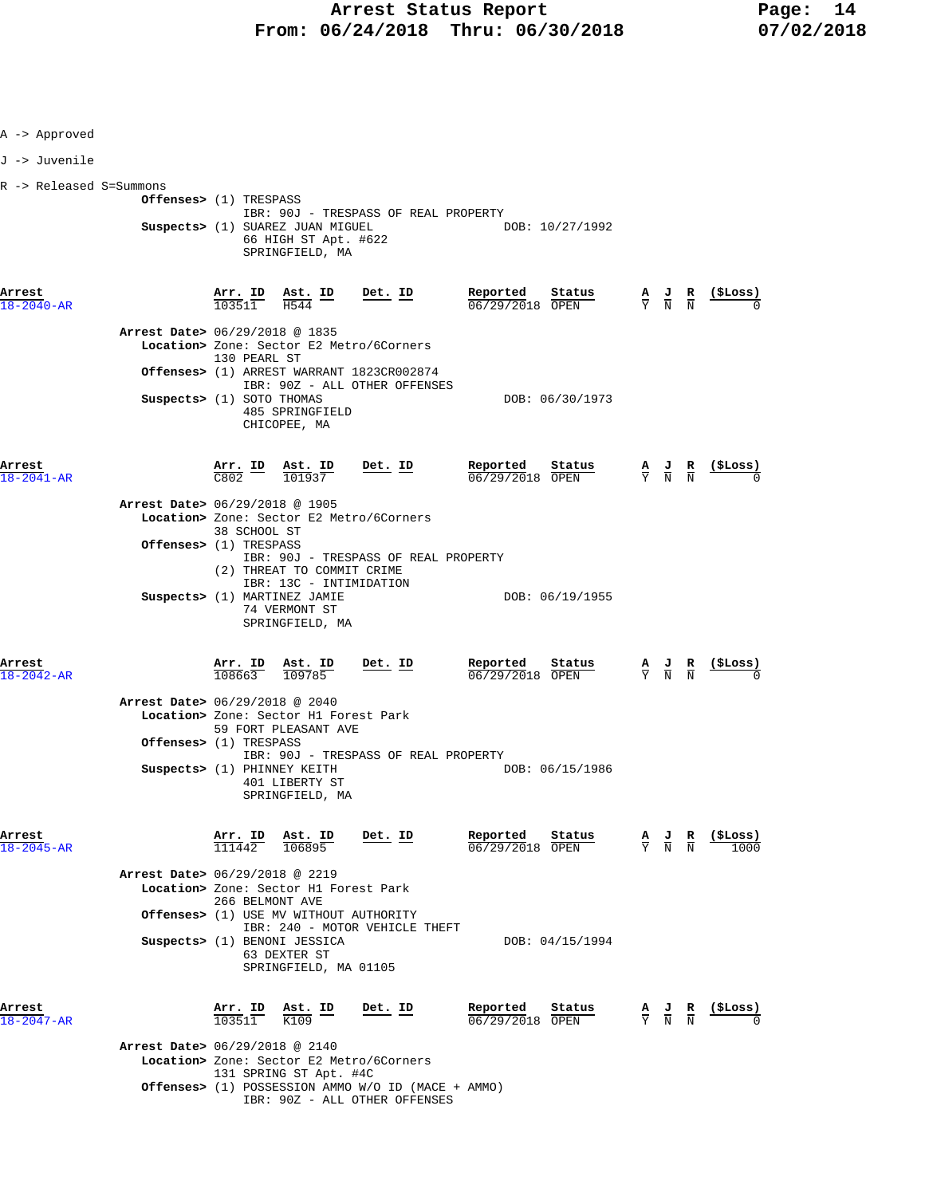A -> Approved

J -> Juvenile

R -> Released S=Summons

**Offenses>** (1) TRESPASS
IBR: 90J - TRESPASS OF REAL PROPERTY

**Suspects>** (1) SUAREZ JUAN MIGUEL — DOB: 10/27/1992
66 HIGH ST Apt. #622
SPRINGFIELD, MA

| Arrest | Arr. ID | Ast. ID | Det. ID | Reported | Status | A | J | R | ($Loss) |
|---|---|---|---|---|---|---|---|---|---|
| 18-2040-AR | 103511 | H544 | | 06/29/2018 | OPEN | Y | N | N | 0 |

**Arrest Date>** 06/29/2018 @ 1835
**Location>** Zone: Sector E2 Metro/6Corners
130 PEARL ST
**Offenses>** (1) ARREST WARRANT 1823CR002874
IBR: 90Z - ALL OTHER OFFENSES
**Suspects>** (1) SOTO THOMAS — DOB: 06/30/1973
485 SPRINGFIELD
CHICOPEE, MA

| Arrest | Arr. ID | Ast. ID | Det. ID | Reported | Status | A | J | R | ($Loss) |
|---|---|---|---|---|---|---|---|---|---|
| 18-2041-AR | C802 | 101937 | | 06/29/2018 | OPEN | Y | N | N | 0 |

**Arrest Date>** 06/29/2018 @ 1905
**Location>** Zone: Sector E2 Metro/6Corners
38 SCHOOL ST
**Offenses>** (1) TRESPASS
IBR: 90J - TRESPASS OF REAL PROPERTY
(2) THREAT TO COMMIT CRIME
IBR: 13C - INTIMIDATION
**Suspects>** (1) MARTINEZ JAMIE — DOB: 06/19/1955
74 VERMONT ST
SPRINGFIELD, MA

| Arrest | Arr. ID | Ast. ID | Det. ID | Reported | Status | A | J | R | ($Loss) |
|---|---|---|---|---|---|---|---|---|---|
| 18-2042-AR | 108663 | 109785 | | 06/29/2018 | OPEN | Y | N | N | 0 |

**Arrest Date>** 06/29/2018 @ 2040
**Location>** Zone: Sector H1 Forest Park
59 FORT PLEASANT AVE
**Offenses>** (1) TRESPASS
IBR: 90J - TRESPASS OF REAL PROPERTY
**Suspects>** (1) PHINNEY KEITH — DOB: 06/15/1986
401 LIBERTY ST
SPRINGFIELD, MA

| Arrest | Arr. ID | Ast. ID | Det. ID | Reported | Status | A | J | R | ($Loss) |
|---|---|---|---|---|---|---|---|---|---|
| 18-2045-AR | 111442 | 106895 | | 06/29/2018 | OPEN | Y | N | N | 1000 |

**Arrest Date>** 06/29/2018 @ 2219
**Location>** Zone: Sector H1 Forest Park
266 BELMONT AVE
**Offenses>** (1) USE MV WITHOUT AUTHORITY
IBR: 240 - MOTOR VEHICLE THEFT
**Suspects>** (1) BENONI JESSICA — DOB: 04/15/1994
63 DEXTER ST
SPRINGFIELD, MA 01105

| Arrest | Arr. ID | Ast. ID | Det. ID | Reported | Status | A | J | R | ($Loss) |
|---|---|---|---|---|---|---|---|---|---|
| 18-2047-AR | 103511 | K109 | | 06/29/2018 | OPEN | Y | N | N | 0 |

**Arrest Date>** 06/29/2018 @ 2140
**Location>** Zone: Sector E2 Metro/6Corners
131 SPRING ST Apt. #4C
**Offenses>** (1) POSSESSION AMMO W/O ID (MACE + AMMO)
IBR: 90Z - ALL OTHER OFFENSES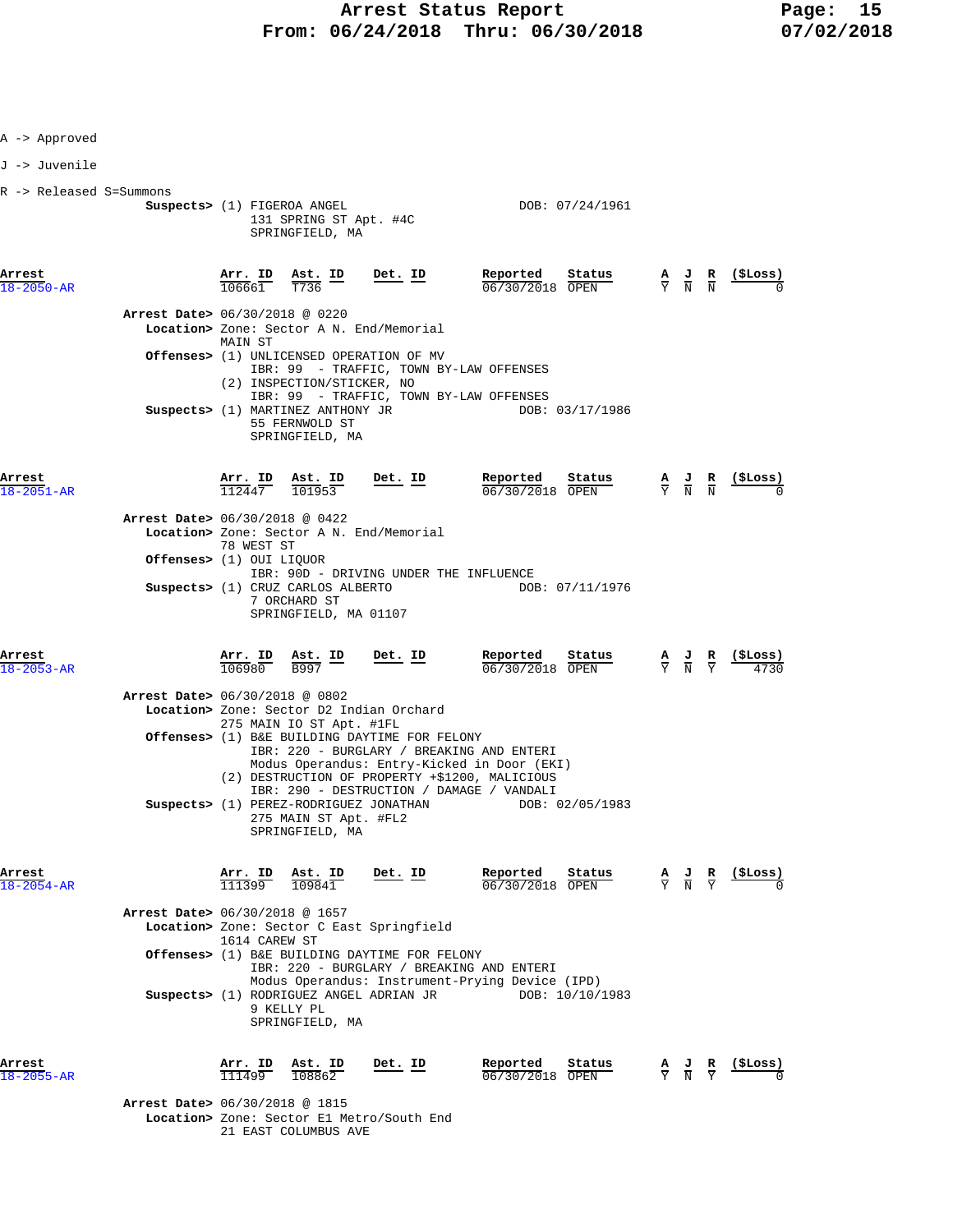A -> Approved

J -> Juvenile

R -> Released S=Summons

**Suspects>** (1) FIGEROA ANGEL DOB: 07/24/1961
131 SPRING ST Apt. #4C
SPRINGFIELD, MA

| Arrest | Arr. ID | Ast. ID | Det. ID | Reported | Status | A | J | R | ($Loss) |
|---|---|---|---|---|---|---|---|---|---|
| 18-2050-AR | 106661 | T736 | | 06/30/2018 | OPEN | Y | N | N | 0 |

**Arrest Date>** 06/30/2018 @ 0220
**Location>** Zone: Sector A N. End/Memorial
MAIN ST
**Offenses>** (1) UNLICENSED OPERATION OF MV
IBR: 99 - TRAFFIC, TOWN BY-LAW OFFENSES
(2) INSPECTION/STICKER, NO
IBR: 99 - TRAFFIC, TOWN BY-LAW OFFENSES
**Suspects>** (1) MARTINEZ ANTHONY JR DOB: 03/17/1986
55 FERNWOLD ST
SPRINGFIELD, MA

| Arrest | Arr. ID | Ast. ID | Det. ID | Reported | Status | A | J | R | ($Loss) |
|---|---|---|---|---|---|---|---|---|---|
| 18-2051-AR | 112447 | 101953 | | 06/30/2018 | OPEN | Y | N | N | 0 |

**Arrest Date>** 06/30/2018 @ 0422
**Location>** Zone: Sector A N. End/Memorial
78 WEST ST
**Offenses>** (1) OUI LIQUOR
IBR: 90D - DRIVING UNDER THE INFLUENCE
**Suspects>** (1) CRUZ CARLOS ALBERTO DOB: 07/11/1976
7 ORCHARD ST
SPRINGFIELD, MA 01107

| Arrest | Arr. ID | Ast. ID | Det. ID | Reported | Status | A | J | R | ($Loss) |
|---|---|---|---|---|---|---|---|---|---|
| 18-2053-AR | 106980 | B997 | | 06/30/2018 | OPEN | Y | N | Y | 4730 |

**Arrest Date>** 06/30/2018 @ 0802
**Location>** Zone: Sector D2 Indian Orchard
275 MAIN IO ST Apt. #1FL
**Offenses>** (1) B&E BUILDING DAYTIME FOR FELONY
IBR: 220 - BURGLARY / BREAKING AND ENTERI
Modus Operandus: Entry-Kicked in Door (EKI)
(2) DESTRUCTION OF PROPERTY +$1200, MALICIOUS
IBR: 290 - DESTRUCTION / DAMAGE / VANDALI
**Suspects>** (1) PEREZ-RODRIGUEZ JONATHAN DOB: 02/05/1983
275 MAIN ST Apt. #FL2
SPRINGFIELD, MA

| Arrest | Arr. ID | Ast. ID | Det. ID | Reported | Status | A | J | R | ($Loss) |
|---|---|---|---|---|---|---|---|---|---|
| 18-2054-AR | 111399 | 109841 | | 06/30/2018 | OPEN | Y | N | Y | 0 |

**Arrest Date>** 06/30/2018 @ 1657
**Location>** Zone: Sector C East Springfield
1614 CAREW ST
**Offenses>** (1) B&E BUILDING DAYTIME FOR FELONY
IBR: 220 - BURGLARY / BREAKING AND ENTERI
Modus Operandus: Instrument-Prying Device (IPD)
**Suspects>** (1) RODRIGUEZ ANGEL ADRIAN JR DOB: 10/10/1983
9 KELLY PL
SPRINGFIELD, MA

| Arrest | Arr. ID | Ast. ID | Det. ID | Reported | Status | A | J | R | ($Loss) |
|---|---|---|---|---|---|---|---|---|---|
| 18-2055-AR | 111499 | 108862 | | 06/30/2018 | OPEN | Y | N | Y | 0 |

**Arrest Date>** 06/30/2018 @ 1815
**Location>** Zone: Sector E1 Metro/South End
21 EAST COLUMBUS AVE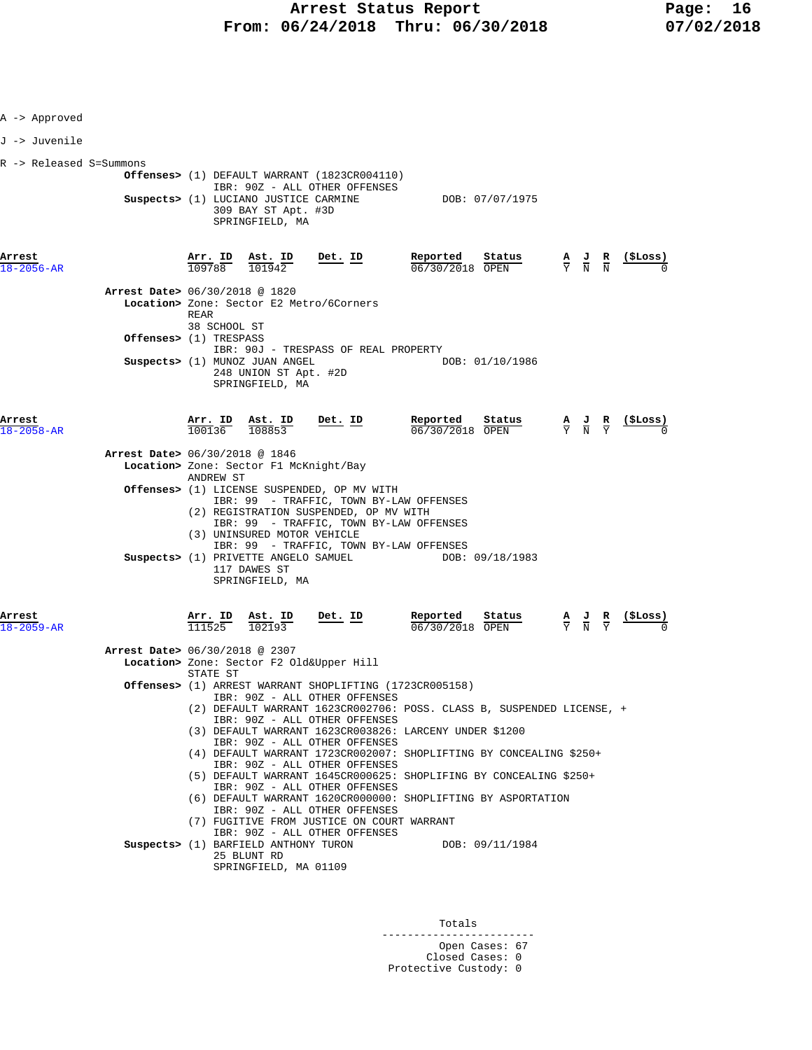A -> Approved

J -> Juvenile

R -> Released S=Summons

**Offenses>** (1) DEFAULT WARRANT (1823CR004110)
IBR: 90Z - ALL OTHER OFFENSES

**Suspects>** (1) LUCIANO JUSTICE CARMINE DOB: 07/07/1975
309 BAY ST Apt. #3D
SPRINGFIELD, MA

| Arrest | Arr. ID | Ast. ID | Det. ID | Reported | Status | A | J | R | ($Loss) |
|---|---|---|---|---|---|---|---|---|---|
| 18-2056-AR | 109788 | 101942 | | 06/30/2018 | OPEN | Y | N | N | 0 |

**Arrest Date>** 06/30/2018 @ 1820

**Location>** Zone: Sector E2 Metro/6Corners
REAR
38 SCHOOL ST

**Offenses>** (1) TRESPASS
IBR: 90J - TRESPASS OF REAL PROPERTY

**Suspects>** (1) MUNOZ JUAN ANGEL DOB: 01/10/1986
248 UNION ST Apt. #2D
SPRINGFIELD, MA

| Arrest | Arr. ID | Ast. ID | Det. ID | Reported | Status | A | J | R | ($Loss) |
|---|---|---|---|---|---|---|---|---|---|
| 18-2058-AR | 100136 | 108853 | | 06/30/2018 | OPEN | Y | N | Y | 0 |

**Arrest Date>** 06/30/2018 @ 1846

**Location>** Zone: Sector F1 McKnight/Bay
ANDREW ST

**Offenses>** (1) LICENSE SUSPENDED, OP MV WITH
IBR: 99 - TRAFFIC, TOWN BY-LAW OFFENSES
(2) REGISTRATION SUSPENDED, OP MV WITH
IBR: 99 - TRAFFIC, TOWN BY-LAW OFFENSES
(3) UNINSURED MOTOR VEHICLE
IBR: 99 - TRAFFIC, TOWN BY-LAW OFFENSES

**Suspects>** (1) PRIVETTE ANGELO SAMUEL DOB: 09/18/1983
117 DAWES ST
SPRINGFIELD, MA

| Arrest | Arr. ID | Ast. ID | Det. ID | Reported | Status | A | J | R | ($Loss) |
|---|---|---|---|---|---|---|---|---|---|
| 18-2059-AR | 111525 | 102193 | | 06/30/2018 | OPEN | Y | N | Y | 0 |

**Arrest Date>** 06/30/2018 @ 2307

**Location>** Zone: Sector F2 Old&Upper Hill
STATE ST

**Offenses>** (1) ARREST WARRANT SHOPLIFTING (1723CR005158)
IBR: 90Z - ALL OTHER OFFENSES
(2) DEFAULT WARRANT 1623CR002706: POSS. CLASS B, SUSPENDED LICENSE, +
IBR: 90Z - ALL OTHER OFFENSES
(3) DEFAULT WARRANT 1623CR003826: LARCENY UNDER $1200
IBR: 90Z - ALL OTHER OFFENSES
(4) DEFAULT WARRANT 1723CR002007: SHOPLIFTING BY CONCEALING $250+
IBR: 90Z - ALL OTHER OFFENSES
(5) DEFAULT WARRANT 1645CR000625: SHOPLIFING BY CONCEALING $250+
IBR: 90Z - ALL OTHER OFFENSES
(6) DEFAULT WARRANT 1620CR000000: SHOPLIFTING BY ASPORTATION
IBR: 90Z - ALL OTHER OFFENSES
(7) FUGITIVE FROM JUSTICE ON COURT WARRANT
IBR: 90Z - ALL OTHER OFFENSES

**Suspects>** (1) BARFIELD ANTHONY TURON DOB: 09/11/1984
25 BLUNT RD
SPRINGFIELD, MA 01109

**Totals**

Open Cases: 67
Closed Cases: 0
Protective Custody: 0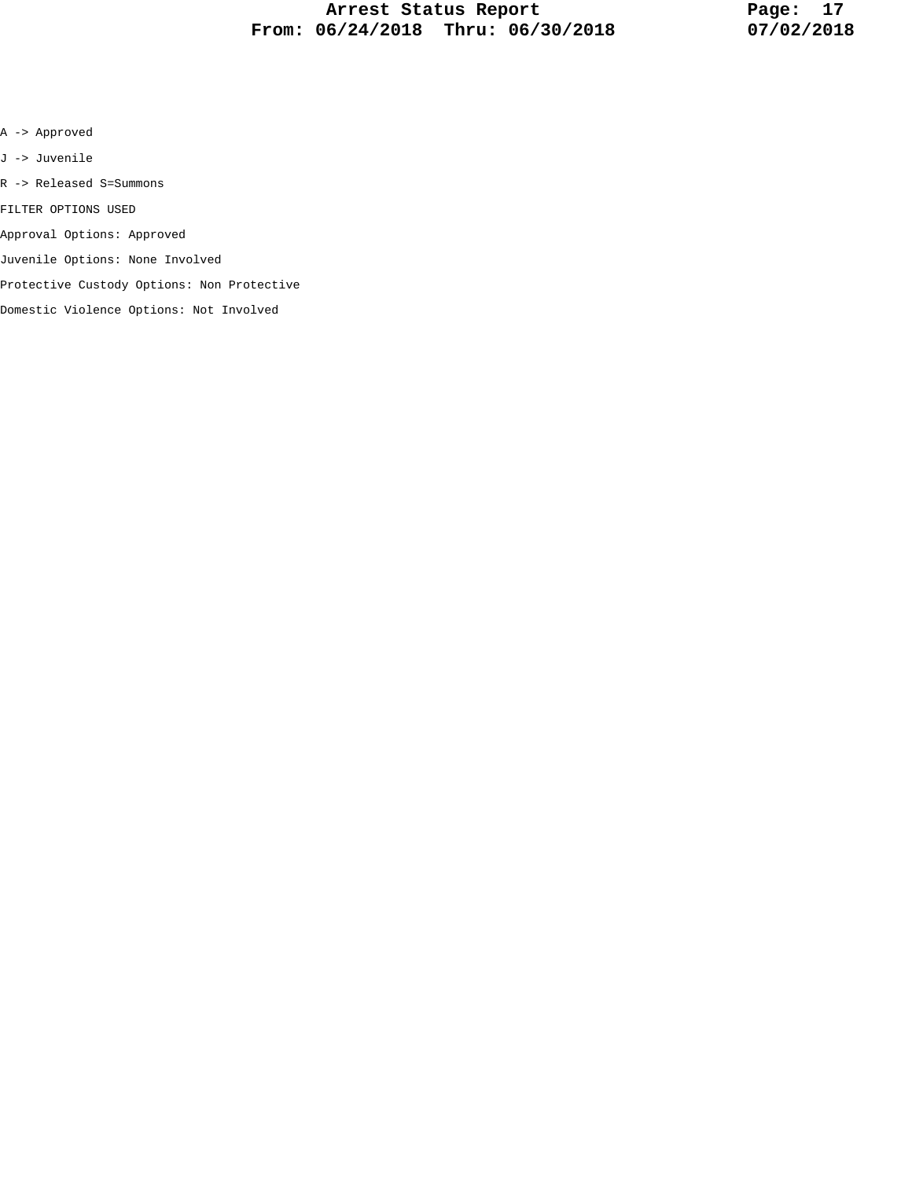A -> Approved

J -> Juvenile

R -> Released S=Summons

FILTER OPTIONS USED

Approval Options: Approved

Juvenile Options: None Involved

Protective Custody Options: Non Protective

Domestic Violence Options: Not Involved